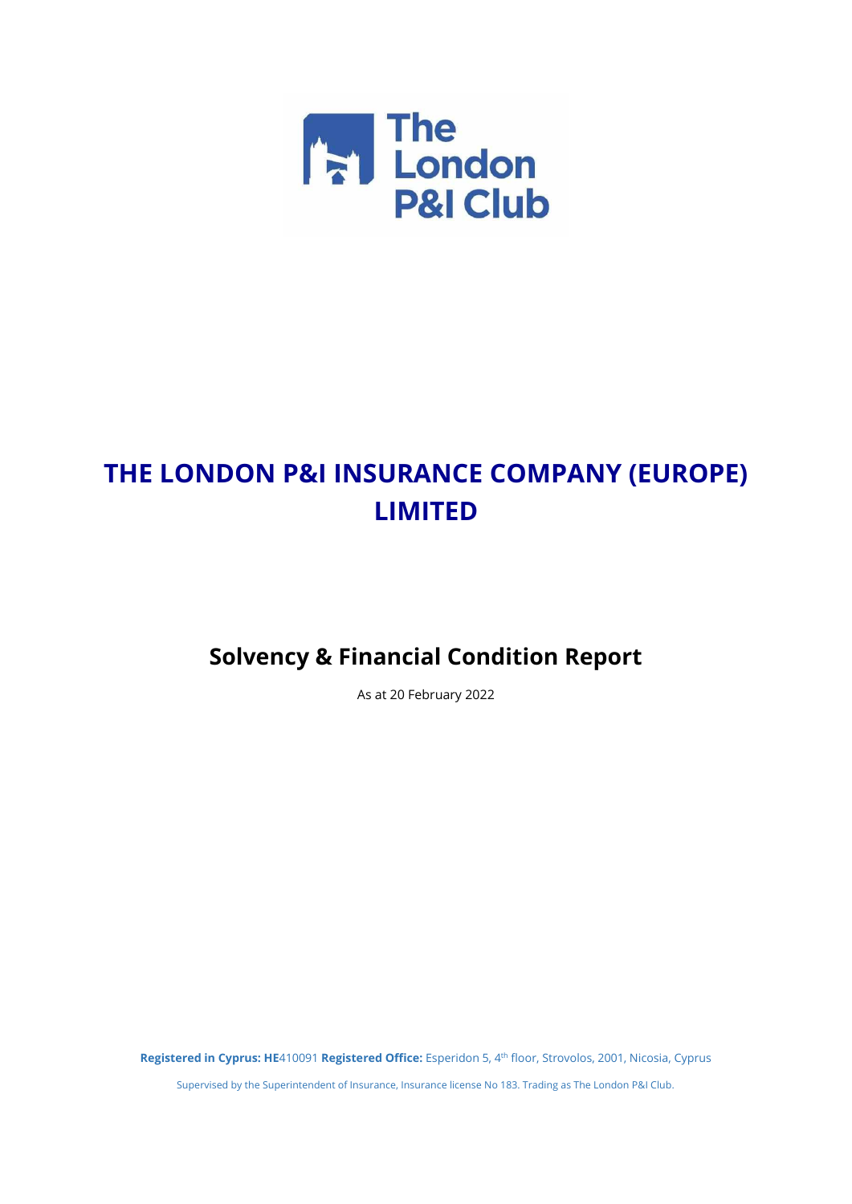The London P&I Club

# THE LONDON P&I INSURANCE COMPANY (EUROPE) LIMITED

## Solvency & Financial Condition Report

As at 20 February 2022

**Registered in Cyprus: HE**410091 **Registered Office:** Esperidon 5, 4th floor, Strovolos, 2001, Nicosia, Cyprus

Supervised by the Superintendent of Insurance, Insurance license No 183. Trading as The London P&I Club.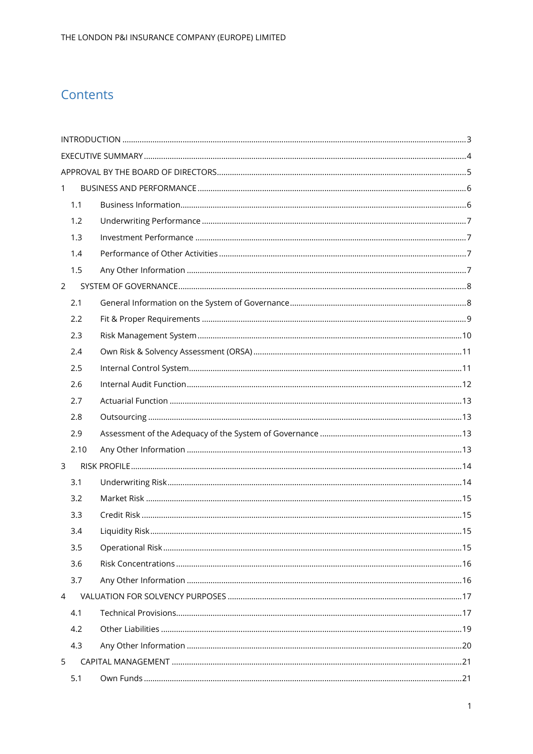# Contents

INTRODUCTION ..... 3
EXECUTIVE SUMMARY ..... 4
APPROVAL BY THE BOARD OF DIRECTORS ..... 5
1 BUSINESS AND PERFORMANCE ..... 6
- 1.1 Business Information ..... 6
- 1.2 Underwriting Performance ..... 7
- 1.3 Investment Performance ..... 7
- 1.4 Performance of Other Activities ..... 7
- 1.5 Any Other Information ..... 7

2 SYSTEM OF GOVERNANCE ..... 8
- 2.1 General Information on the System of Governance ..... 8
- 2.2 Fit & Proper Requirements ..... 9
- 2.3 Risk Management System ..... 10
- 2.4 Own Risk & Solvency Assessment (ORSA) ..... 11
- 2.5 Internal Control System ..... 11
- 2.6 Internal Audit Function ..... 12
- 2.7 Actuarial Function ..... 13
- 2.8 Outsourcing ..... 13
- 2.9 Assessment of the Adequacy of the System of Governance ..... 13
- 2.10 Any Other Information ..... 13

3 RISK PROFILE ..... 14
- 3.1 Underwriting Risk ..... 14
- 3.2 Market Risk ..... 15
- 3.3 Credit Risk ..... 15
- 3.4 Liquidity Risk ..... 15
- 3.5 Operational Risk ..... 15
- 3.6 Risk Concentrations ..... 16
- 3.7 Any Other Information ..... 16

4 VALUATION FOR SOLVENCY PURPOSES ..... 17
- 4.1 Technical Provisions ..... 17
- 4.2 Other Liabilities ..... 19
- 4.3 Any Other Information ..... 20

5 CAPITAL MANAGEMENT ..... 21
- 5.1 Own Funds ..... 21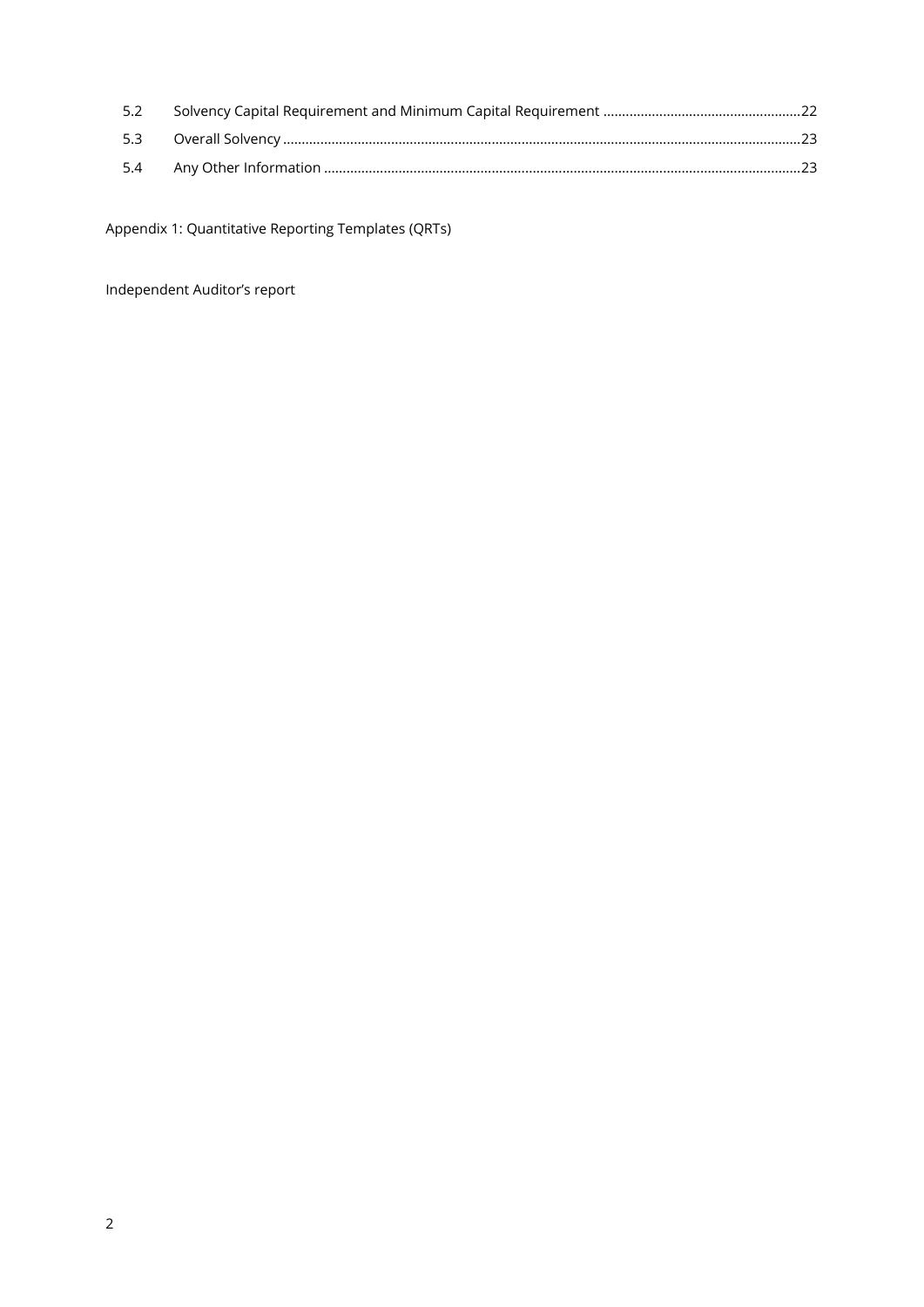| | | |
|---|---|---|
| 5.2 | Solvency Capital Requirement and Minimum Capital Requirement | 22 |
| 5.3 | Overall Solvency | 23 |
| 5.4 | Any Other Information | 23 |

Appendix 1: Quantitative Reporting Templates (QRTs)

Independent Auditor's report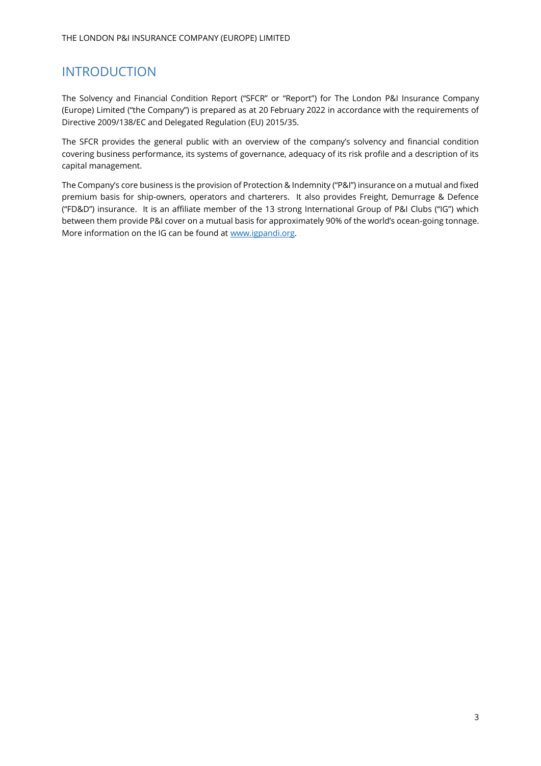# INTRODUCTION

The Solvency and Financial Condition Report ("SFCR" or "Report") for The London P&I Insurance Company (Europe) Limited ("the Company") is prepared as at 20 February 2022 in accordance with the requirements of Directive 2009/138/EC and Delegated Regulation (EU) 2015/35.

The SFCR provides the general public with an overview of the company's solvency and financial condition covering business performance, its systems of governance, adequacy of its risk profile and a description of its capital management.

The Company's core business is the provision of Protection & Indemnity ("P&I") insurance on a mutual and fixed premium basis for ship-owners, operators and charterers. It also provides Freight, Demurrage & Defence ("FD&D") insurance. It is an affiliate member of the 13 strong International Group of P&I Clubs ("IG") which between them provide P&I cover on a mutual basis for approximately 90% of the world's ocean-going tonnage. More information on the IG can be found at [www.igpandi.org](http://www.igpandi.org).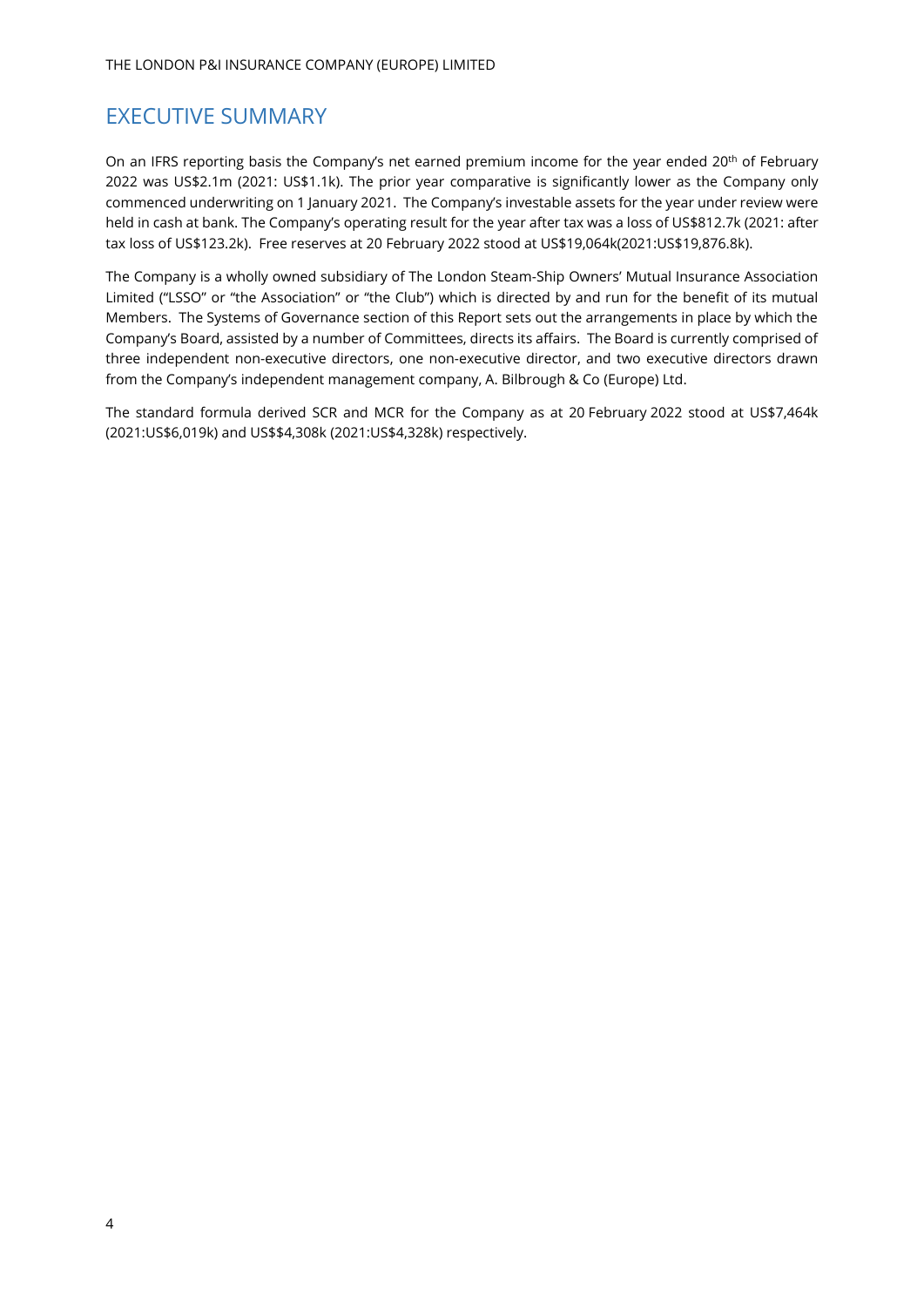# EXECUTIVE SUMMARY

On an IFRS reporting basis the Company's net earned premium income for the year ended 20th of February 2022 was US$2.1m (2021: US$1.1k). The prior year comparative is significantly lower as the Company only commenced underwriting on 1 January 2021. The Company's investable assets for the year under review were held in cash at bank. The Company's operating result for the year after tax was a loss of US$812.7k (2021: after tax loss of US$123.2k). Free reserves at 20 February 2022 stood at US$19,064k(2021:US$19,876.8k).

The Company is a wholly owned subsidiary of The London Steam-Ship Owners' Mutual Insurance Association Limited ("LSSO" or "the Association" or "the Club") which is directed by and run for the benefit of its mutual Members. The Systems of Governance section of this Report sets out the arrangements in place by which the Company's Board, assisted by a number of Committees, directs its affairs. The Board is currently comprised of three independent non-executive directors, one non-executive director, and two executive directors drawn from the Company's independent management company, A. Bilbrough & Co (Europe) Ltd.

The standard formula derived SCR and MCR for the Company as at 20 February 2022 stood at US$7,464k (2021:US$6,019k) and US$$4,308k (2021:US$4,328k) respectively.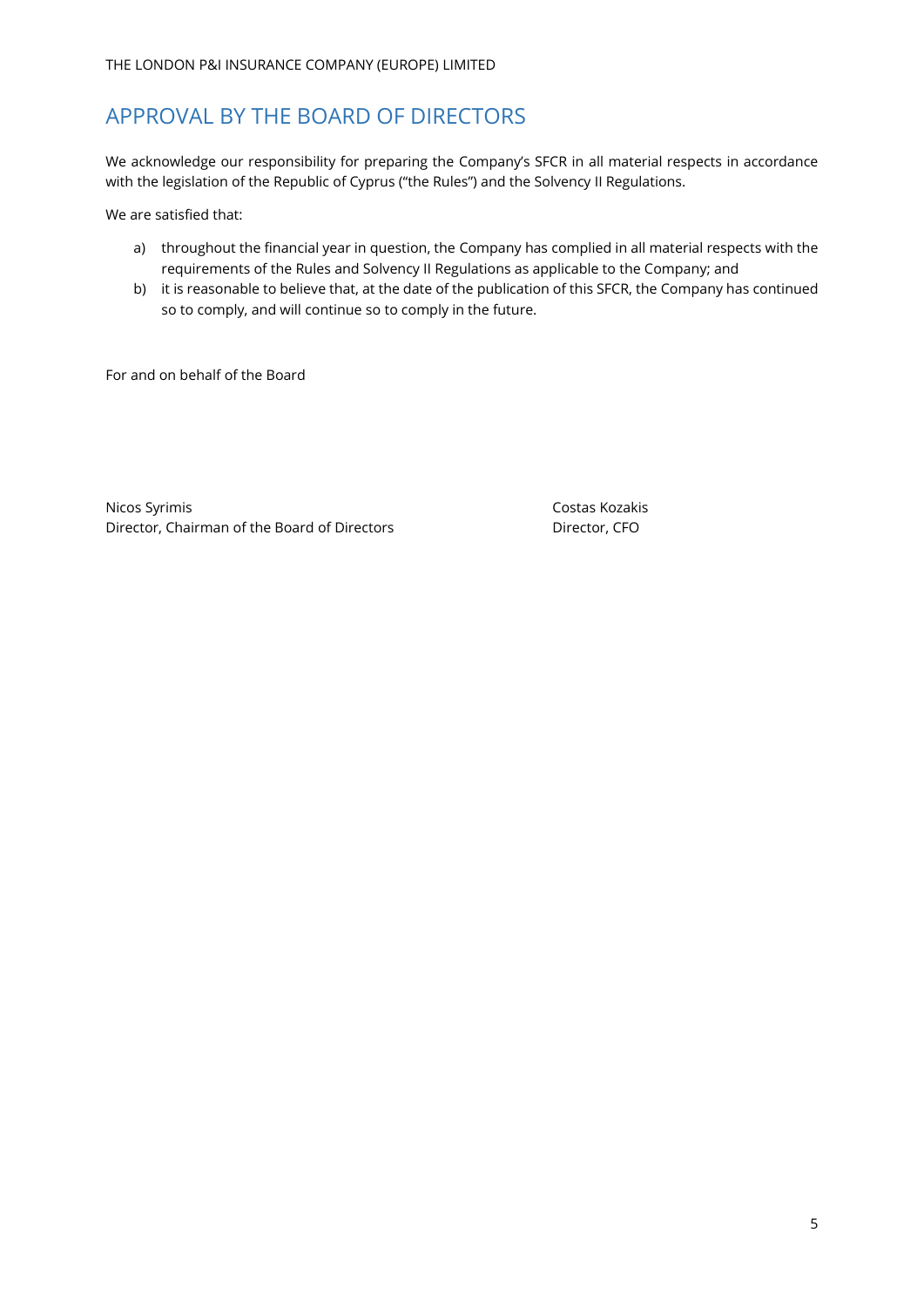# APPROVAL BY THE BOARD OF DIRECTORS

We acknowledge our responsibility for preparing the Company's SFCR in all material respects in accordance with the legislation of the Republic of Cyprus ("the Rules") and the Solvency II Regulations.

We are satisfied that:

a) throughout the financial year in question, the Company has complied in all material respects with the requirements of the Rules and Solvency II Regulations as applicable to the Company; and
b) it is reasonable to believe that, at the date of the publication of this SFCR, the Company has continued so to comply, and will continue so to comply in the future.

For and on behalf of the Board

Nicos Syrimis
Director, Chairman of the Board of Directors

Costas Kozakis
Director, CFO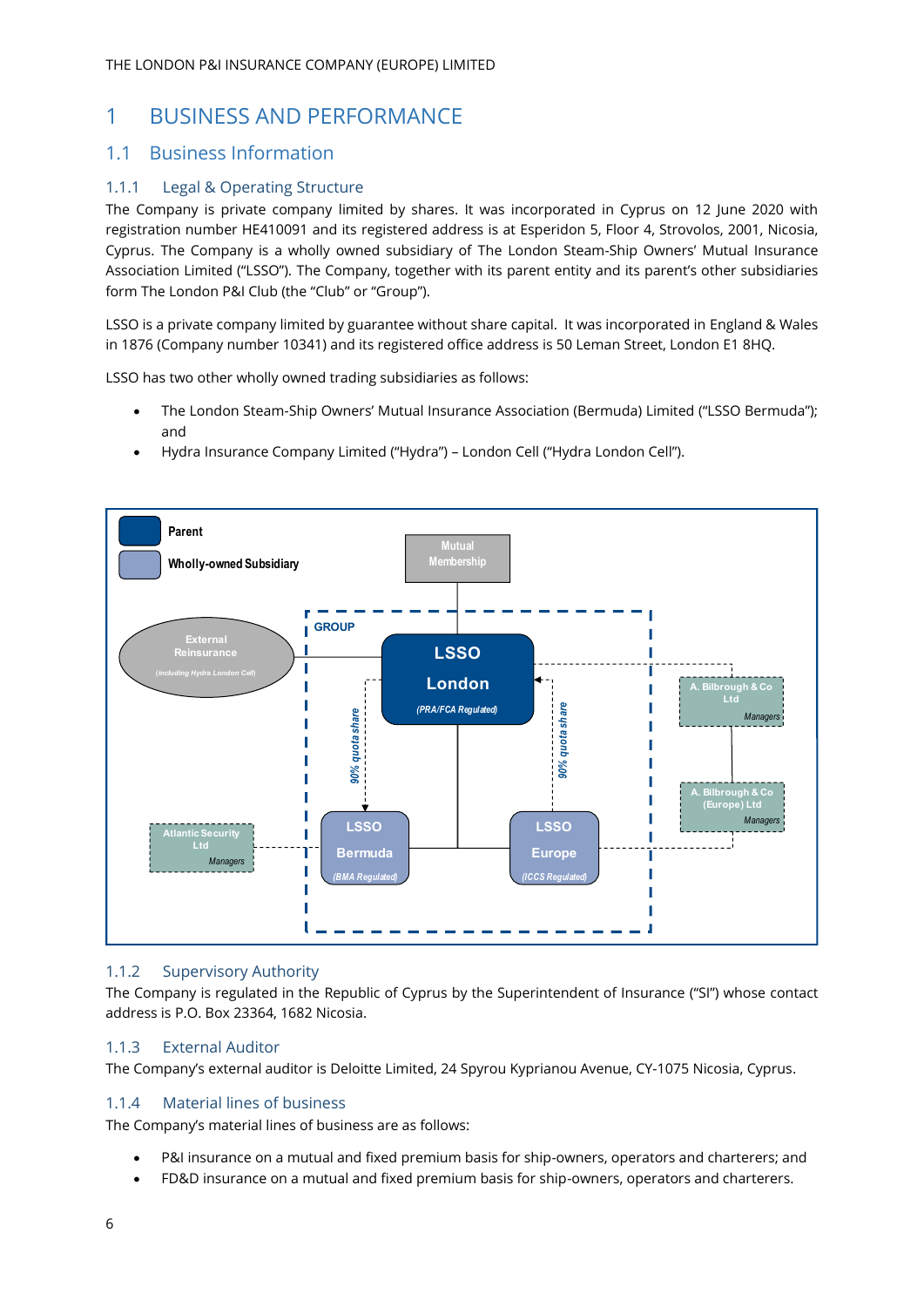# 1 BUSINESS AND PERFORMANCE

## 1.1 Business Information

### 1.1.1 Legal & Operating Structure

The Company is private company limited by shares. It was incorporated in Cyprus on 12 June 2020 with registration number HE410091 and its registered address is at Esperidon 5, Floor 4, Strovolos, 2001, Nicosia, Cyprus. The Company is a wholly owned subsidiary of The London Steam-Ship Owners' Mutual Insurance Association Limited ("LSSO"). The Company, together with its parent entity and its parent's other subsidiaries form The London P&I Club (the "Club" or "Group").

LSSO is a private company limited by guarantee without share capital. It was incorporated in England & Wales in 1876 (Company number 10341) and its registered office address is 50 Leman Street, London E1 8HQ.

LSSO has two other wholly owned trading subsidiaries as follows:

- The London Steam-Ship Owners' Mutual Insurance Association (Bermuda) Limited ("LSSO Bermuda"); and
- Hydra Insurance Company Limited ("Hydra") – London Cell ("Hydra London Cell").

### 1.1.2 Supervisory Authority

The Company is regulated in the Republic of Cyprus by the Superintendent of Insurance ("SI") whose contact address is P.O. Box 23364, 1682 Nicosia.

### 1.1.3 External Auditor

The Company's external auditor is Deloitte Limited, 24 Spyrou Kyprianou Avenue, CY-1075 Nicosia, Cyprus.

### 1.1.4 Material lines of business

The Company's material lines of business are as follows:

- P&I insurance on a mutual and fixed premium basis for ship-owners, operators and charterers; and
- FD&D insurance on a mutual and fixed premium basis for ship-owners, operators and charterers.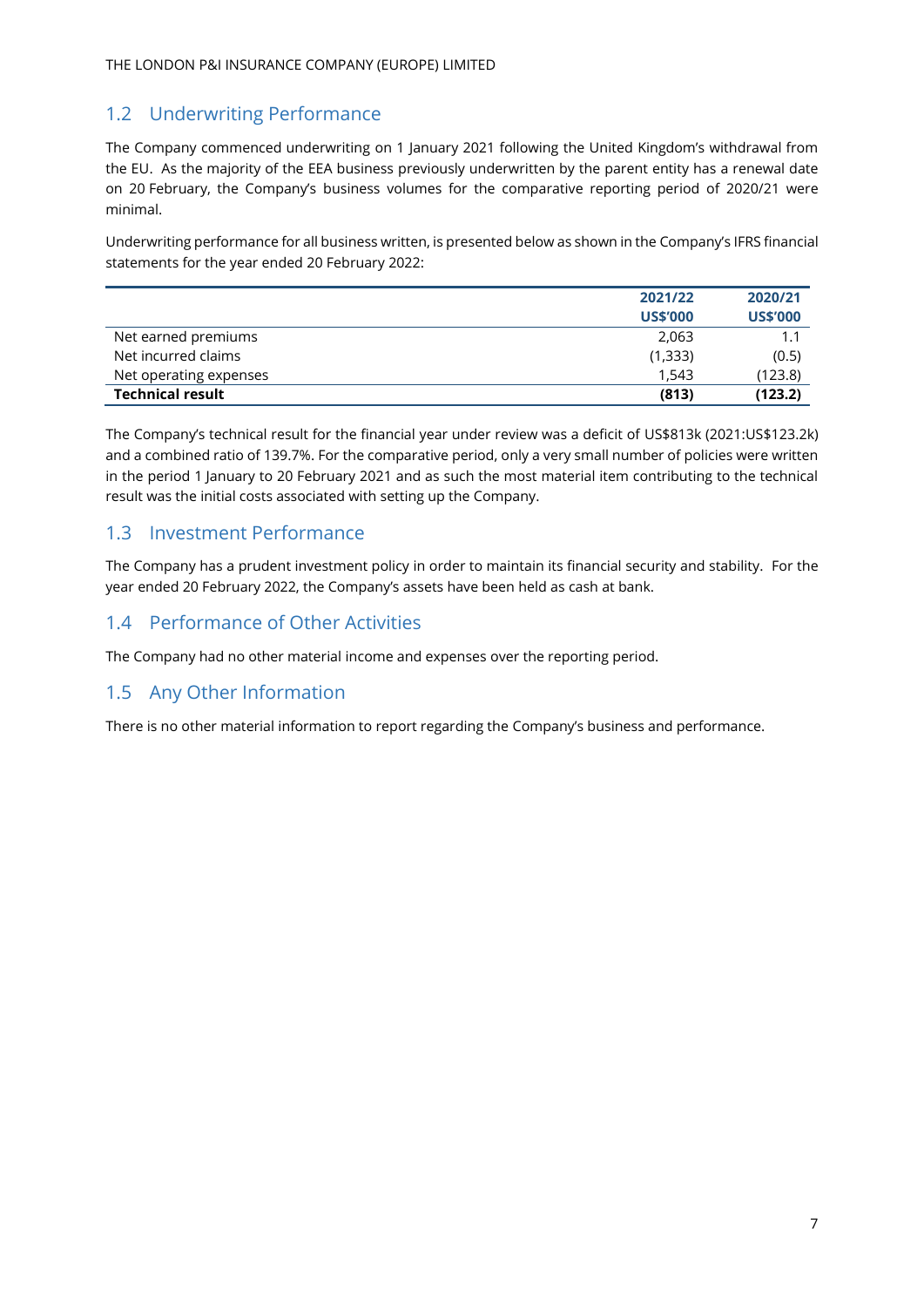## 1.2 Underwriting Performance

The Company commenced underwriting on 1 January 2021 following the United Kingdom's withdrawal from the EU. As the majority of the EEA business previously underwritten by the parent entity has a renewal date on 20 February, the Company's business volumes for the comparative reporting period of 2020/21 were minimal.

Underwriting performance for all business written, is presented below as shown in the Company's IFRS financial statements for the year ended 20 February 2022:

| | 2021/22 US$'000 | 2020/21 US$'000 |
|---|---|---|
| Net earned premiums | 2,063 | 1.1 |
| Net incurred claims | (1,333) | (0.5) |
| Net operating expenses | 1,543 | (123.8) |
| **Technical result** | **(813)** | **(123.2)** |

The Company's technical result for the financial year under review was a deficit of US$813k (2021:US$123.2k) and a combined ratio of 139.7%. For the comparative period, only a very small number of policies were written in the period 1 January to 20 February 2021 and as such the most material item contributing to the technical result was the initial costs associated with setting up the Company.

## 1.3 Investment Performance

The Company has a prudent investment policy in order to maintain its financial security and stability. For the year ended 20 February 2022, the Company's assets have been held as cash at bank.

## 1.4 Performance of Other Activities

The Company had no other material income and expenses over the reporting period.

## 1.5 Any Other Information

There is no other material information to report regarding the Company's business and performance.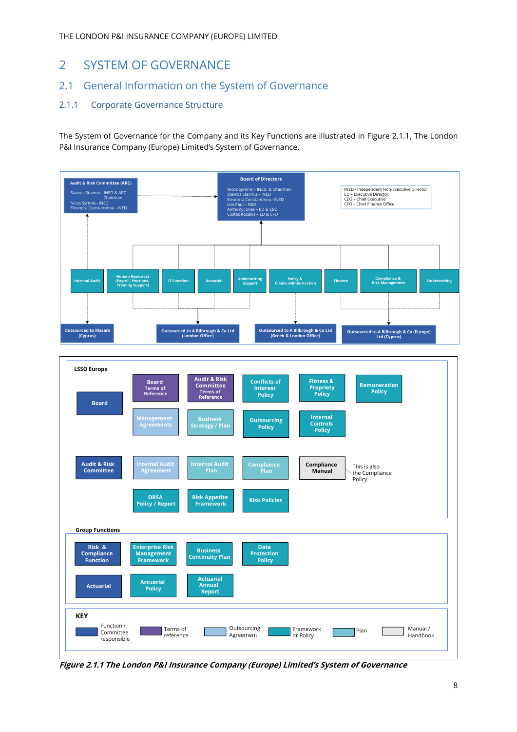# 2 SYSTEM OF GOVERNANCE

## 2.1 General Information on the System of Governance

### 2.1.1 Corporate Governance Structure

The System of Governance for the Company and its Key Functions are illustrated in Figure 2.1.1, The London P&I Insurance Company (Europe) Limited's System of Governance.

**Board of Directors**

Nicos Syrimis – INED & Chairman
Stavros Stavrou – INED
Eleonora Constantinou –INED
Iain Paul – NED
Anthony Jones – ED & CEO
Costas Kozakis – ED & CFO

**Audit & Risk Committee (ARC)**

Stavros Stavrou - INED & ARC Chairman
Nicos Syrimis– INED
Eleonora Constantinou –INED

INED - Independent Non-Executive Director
ED – Executive Director
CEO – Chief Executive
CFO – Chief Finance Office

Key Functions: Internal Audit; Human Resources (Payroll, Pensions, Training Support); IT Function; Actuarial; Underwriting Support; Policy & Claims Administration; Finance; Compliance & Risk Management; Underwriting

Outsourced to Mazars (Cyprus)
Outsourced to A Bilbrough & Co Ltd (London Office)
Outsourced to A Bilbrough & Co Ltd (Greek & London Office)
Outsourced to A Bilbrough & Co (Europe) Ltd (Cyprus)

**LSSO Europe**

Board: Board Terms of Reference; Audit & Risk Committee Terms of Reference; Conflicts of Interest Policy; Fitness & Propriety Policy; Remuneration Policy; Management Agreements; Business Strategy / Plan; Outsourcing Policy; Internal Controls Policy

Audit & Risk Committee: Internal Audit Agreement; Internal Audit Plan; Compliance Plan; Compliance Manual (This is also the Compliance Policy); ORSA Policy / Report; Risk Appetite Framework; Risk Policies

**Group Functions**

Risk & Compliance Function: Enterprise Risk Management Framework; Business Continuity Plan; Data Protection Policy

Actuarial: Actuarial Policy; Actuarial Annual Report

**KEY**

Function / Committee responsible; Terms of reference; Outsourcing Agreement; Framework or Policy; Plan; Manual / Handbook

*Figure 2.1.1 The London P&I Insurance Company (Europe) Limited's System of Governance*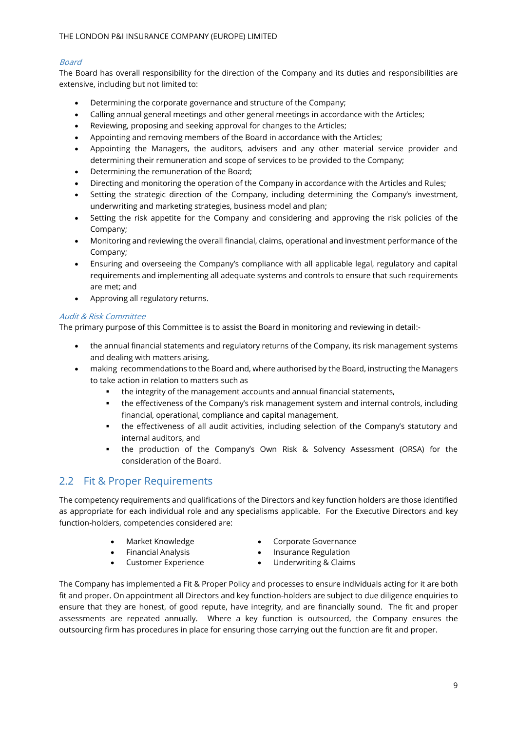*Board*

The Board has overall responsibility for the direction of the Company and its duties and responsibilities are extensive, including but not limited to:

- Determining the corporate governance and structure of the Company;
- Calling annual general meetings and other general meetings in accordance with the Articles;
- Reviewing, proposing and seeking approval for changes to the Articles;
- Appointing and removing members of the Board in accordance with the Articles;
- Appointing the Managers, the auditors, advisers and any other material service provider and determining their remuneration and scope of services to be provided to the Company;
- Determining the remuneration of the Board;
- Directing and monitoring the operation of the Company in accordance with the Articles and Rules;
- Setting the strategic direction of the Company, including determining the Company's investment, underwriting and marketing strategies, business model and plan;
- Setting the risk appetite for the Company and considering and approving the risk policies of the Company;
- Monitoring and reviewing the overall financial, claims, operational and investment performance of the Company;
- Ensuring and overseeing the Company's compliance with all applicable legal, regulatory and capital requirements and implementing all adequate systems and controls to ensure that such requirements are met; and
- Approving all regulatory returns.

*Audit & Risk Committee*

The primary purpose of this Committee is to assist the Board in monitoring and reviewing in detail:-

- the annual financial statements and regulatory returns of the Company, its risk management systems and dealing with matters arising,
- making recommendations to the Board and, where authorised by the Board, instructing the Managers to take action in relation to matters such as
    - the integrity of the management accounts and annual financial statements,
    - the effectiveness of the Company's risk management system and internal controls, including financial, operational, compliance and capital management,
    - the effectiveness of all audit activities, including selection of the Company's statutory and internal auditors, and
    - the production of the Company's Own Risk & Solvency Assessment (ORSA) for the consideration of the Board.

## 2.2 Fit & Proper Requirements

The competency requirements and qualifications of the Directors and key function holders are those identified as appropriate for each individual role and any specialisms applicable. For the Executive Directors and key function-holders, competencies considered are:

- Market Knowledge
- Financial Analysis
- Customer Experience
- Corporate Governance
- Insurance Regulation
- Underwriting & Claims

The Company has implemented a Fit & Proper Policy and processes to ensure individuals acting for it are both fit and proper. On appointment all Directors and key function-holders are subject to due diligence enquiries to ensure that they are honest, of good repute, have integrity, and are financially sound. The fit and proper assessments are repeated annually. Where a key function is outsourced, the Company ensures the outsourcing firm has procedures in place for ensuring those carrying out the function are fit and proper.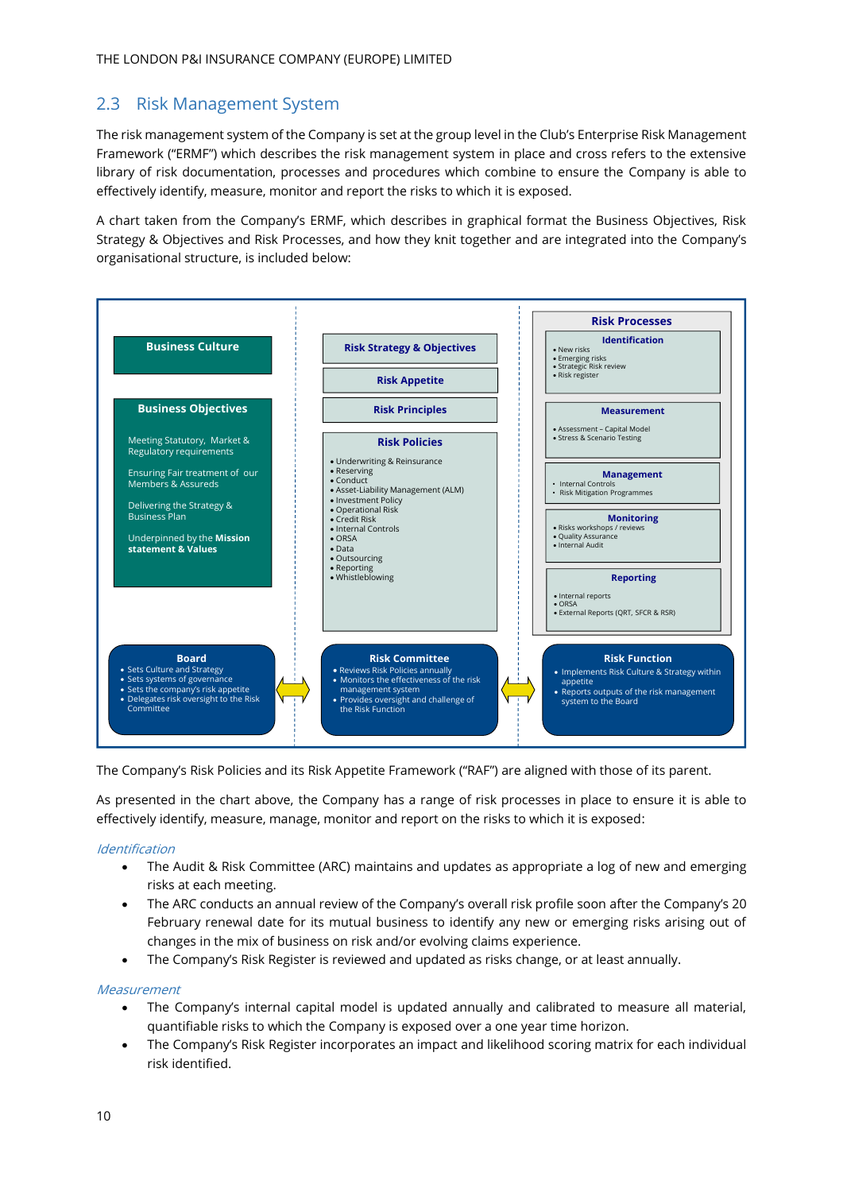## 2.3 Risk Management System

The risk management system of the Company is set at the group level in the Club's Enterprise Risk Management Framework ("ERMF") which describes the risk management system in place and cross refers to the extensive library of risk documentation, processes and procedures which combine to ensure the Company is able to effectively identify, measure, monitor and report the risks to which it is exposed.

A chart taken from the Company's ERMF, which describes in graphical format the Business Objectives, Risk Strategy & Objectives and Risk Processes, and how they knit together and are integrated into the Company's organisational structure, is included below:

**Business Culture**

**Business Objectives**

Meeting Statutory, Market & Regulatory requirements

Ensuring Fair treatment of our Members & Assureds

Delivering the Strategy & Business Plan

Underpinned by the **Mission statement & Values**

**Risk Strategy & Objectives**

**Risk Appetite**

**Risk Principles**

**Risk Policies**

- Underwriting & Reinsurance
- Reserving
- Conduct
- Asset-Liability Management (ALM)
- Investment Policy
- Operational Risk
- Credit Risk
- Internal Controls
- ORSA
- Data
- Outsourcing
- Reporting
- Whistleblowing

**Risk Processes**

**Identification**
- New risks
- Emerging risks
- Strategic Risk review
- Risk register

**Measurement**
- Assessment – Capital Model
- Stress & Scenario Testing

**Management**
- Internal Controls
- Risk Mitigation Programmes

**Monitoring**
- Risks workshops / reviews
- Quality Assurance
- Internal Audit

**Reporting**
- Internal reports
- ORSA
- External Reports (QRT, SFCR & RSR)

**Board**
- Sets Culture and Strategy
- Sets systems of governance
- Sets the company's risk appetite
- Delegates risk oversight to the Risk Committee

**Risk Committee**
- Reviews Risk Policies annually
- Monitors the effectiveness of the risk management system
- Provides oversight and challenge of the Risk Function

**Risk Function**
- Implements Risk Culture & Strategy within appetite
- Reports outputs of the risk management system to the Board

The Company's Risk Policies and its Risk Appetite Framework ("RAF") are aligned with those of its parent.

As presented in the chart above, the Company has a range of risk processes in place to ensure it is able to effectively identify, measure, manage, monitor and report on the risks to which it is exposed:

*Identification*

- The Audit & Risk Committee (ARC) maintains and updates as appropriate a log of new and emerging risks at each meeting.
- The ARC conducts an annual review of the Company's overall risk profile soon after the Company's 20 February renewal date for its mutual business to identify any new or emerging risks arising out of changes in the mix of business on risk and/or evolving claims experience.
- The Company's Risk Register is reviewed and updated as risks change, or at least annually.

*Measurement*

- The Company's internal capital model is updated annually and calibrated to measure all material, quantifiable risks to which the Company is exposed over a one year time horizon.
- The Company's Risk Register incorporates an impact and likelihood scoring matrix for each individual risk identified.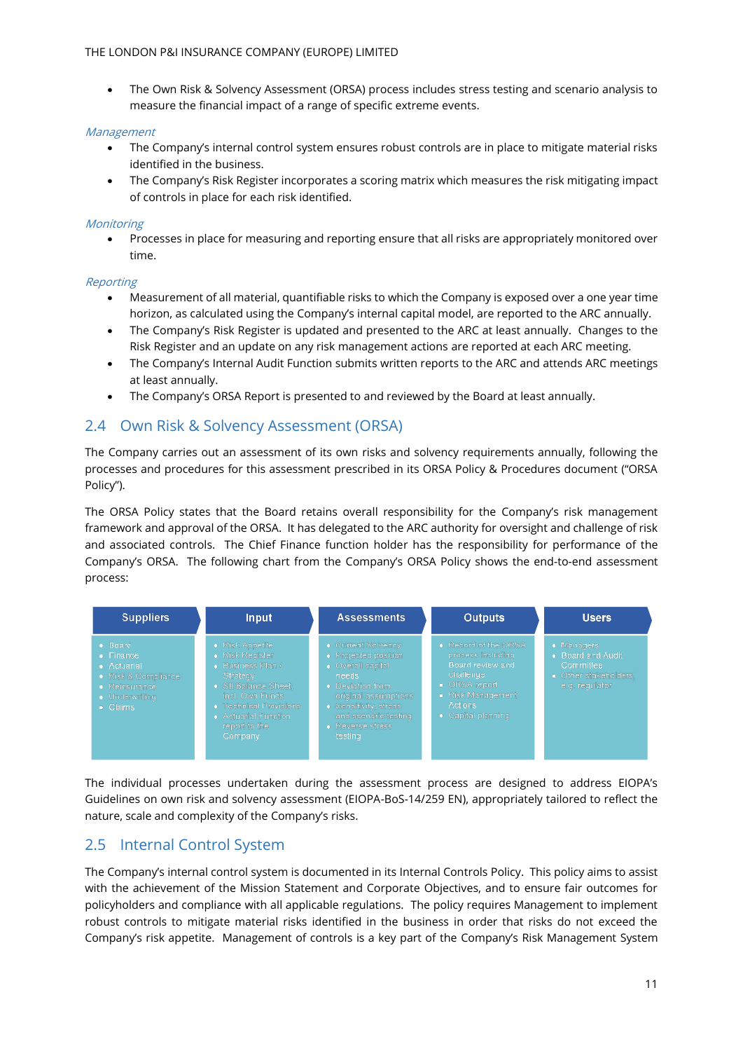- The Own Risk & Solvency Assessment (ORSA) process includes stress testing and scenario analysis to measure the financial impact of a range of specific extreme events.

*Management*

- The Company's internal control system ensures robust controls are in place to mitigate material risks identified in the business.
- The Company's Risk Register incorporates a scoring matrix which measures the risk mitigating impact of controls in place for each risk identified.

*Monitoring*

- Processes in place for measuring and reporting ensure that all risks are appropriately monitored over time.

*Reporting*

- Measurement of all material, quantifiable risks to which the Company is exposed over a one year time horizon, as calculated using the Company's internal capital model, are reported to the ARC annually.
- The Company's Risk Register is updated and presented to the ARC at least annually. Changes to the Risk Register and an update on any risk management actions are reported at each ARC meeting.
- The Company's Internal Audit Function submits written reports to the ARC and attends ARC meetings at least annually.
- The Company's ORSA Report is presented to and reviewed by the Board at least annually.

## 2.4 Own Risk & Solvency Assessment (ORSA)

The Company carries out an assessment of its own risks and solvency requirements annually, following the processes and procedures for this assessment prescribed in its ORSA Policy & Procedures document ("ORSA Policy").

The ORSA Policy states that the Board retains overall responsibility for the Company's risk management framework and approval of the ORSA. It has delegated to the ARC authority for oversight and challenge of risk and associated controls. The Chief Finance function holder has the responsibility for performance of the Company's ORSA. The following chart from the Company's ORSA Policy shows the end-to-end assessment process:

| Suppliers | Input | Assessments | Outputs | Users |
|---|---|---|---|---|
| • Board<br>• Finance<br>• Actuarial<br>• Risk & Compliance<br>• Reinsurance<br>• Underwriting<br>• Claims | • Risk Appetite<br>• Risk Register<br>• Business Plan / Strategy<br>• SII Balance Sheet, incl. Own Funds<br>• Technical Provisions<br>• Actuarial Function report to the Company | • Current Solvency<br>• Projected position<br>• Overall capital needs<br>• Deviation from original assumptions<br>• Sensitivity, stress and scenario testing<br>• Reverse stress testing | • Record of the ORSA process including Board review and challenge<br>• ORSA report<br>• Risk Management Actions<br>• Capital planning | • Managers<br>• Board and Audit Committee<br>• Other stakeholders e.g. regulator |

The individual processes undertaken during the assessment process are designed to address EIOPA's Guidelines on own risk and solvency assessment (EIOPA-BoS-14/259 EN), appropriately tailored to reflect the nature, scale and complexity of the Company's risks.

## 2.5 Internal Control System

The Company's internal control system is documented in its Internal Controls Policy. This policy aims to assist with the achievement of the Mission Statement and Corporate Objectives, and to ensure fair outcomes for policyholders and compliance with all applicable regulations. The policy requires Management to implement robust controls to mitigate material risks identified in the business in order that risks do not exceed the Company's risk appetite. Management of controls is a key part of the Company's Risk Management System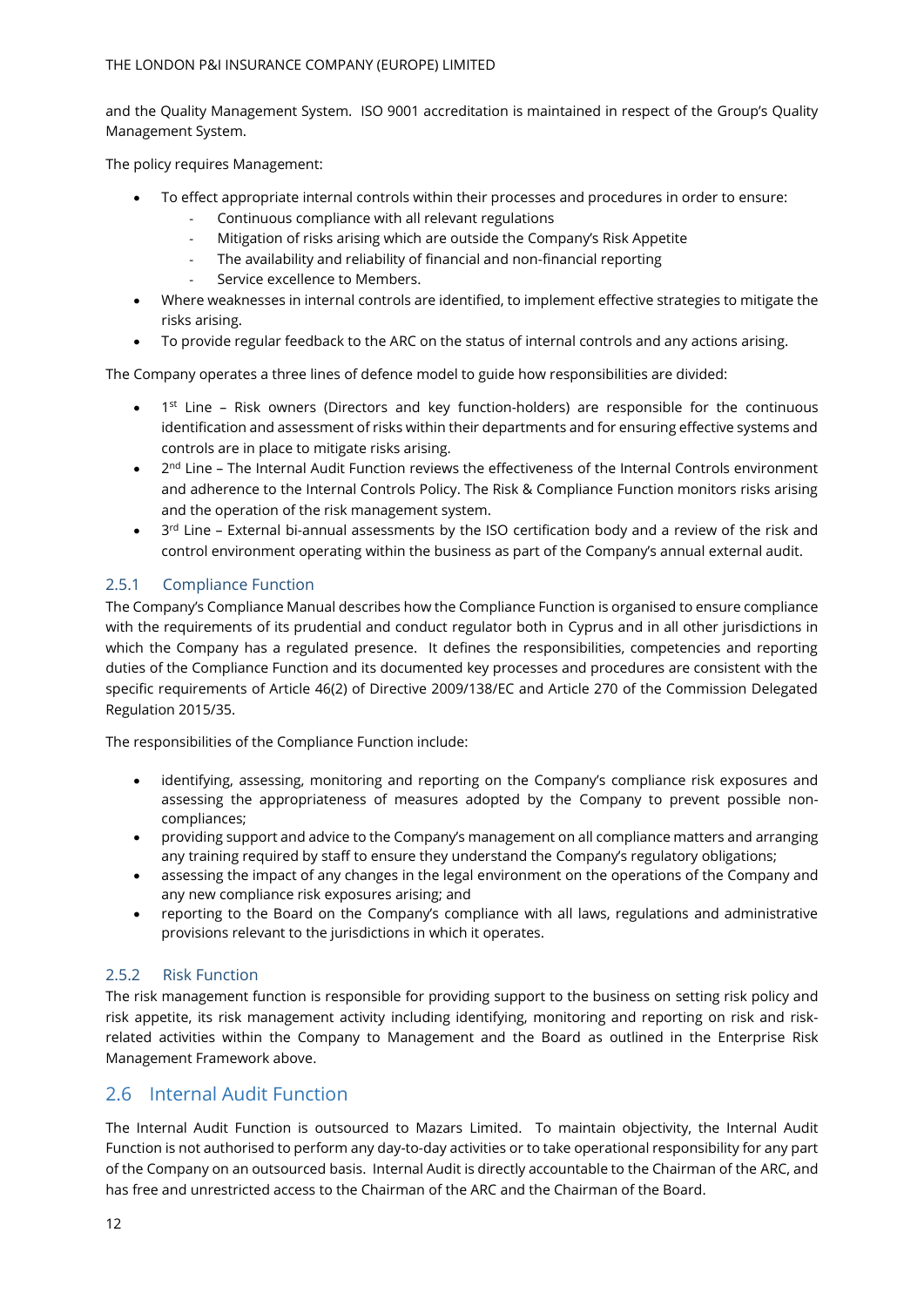and the Quality Management System. ISO 9001 accreditation is maintained in respect of the Group's Quality Management System.

The policy requires Management:

- To effect appropriate internal controls within their processes and procedures in order to ensure:
  - Continuous compliance with all relevant regulations
  - Mitigation of risks arising which are outside the Company's Risk Appetite
  - The availability and reliability of financial and non-financial reporting
  - Service excellence to Members.
- Where weaknesses in internal controls are identified, to implement effective strategies to mitigate the risks arising.
- To provide regular feedback to the ARC on the status of internal controls and any actions arising.

The Company operates a three lines of defence model to guide how responsibilities are divided:

- 1st Line – Risk owners (Directors and key function-holders) are responsible for the continuous identification and assessment of risks within their departments and for ensuring effective systems and controls are in place to mitigate risks arising.
- 2nd Line – The Internal Audit Function reviews the effectiveness of the Internal Controls environment and adherence to the Internal Controls Policy. The Risk & Compliance Function monitors risks arising and the operation of the risk management system.
- 3rd Line – External bi-annual assessments by the ISO certification body and a review of the risk and control environment operating within the business as part of the Company's annual external audit.

### 2.5.1 Compliance Function

The Company's Compliance Manual describes how the Compliance Function is organised to ensure compliance with the requirements of its prudential and conduct regulator both in Cyprus and in all other jurisdictions in which the Company has a regulated presence. It defines the responsibilities, competencies and reporting duties of the Compliance Function and its documented key processes and procedures are consistent with the specific requirements of Article 46(2) of Directive 2009/138/EC and Article 270 of the Commission Delegated Regulation 2015/35.

The responsibilities of the Compliance Function include:

- identifying, assessing, monitoring and reporting on the Company's compliance risk exposures and assessing the appropriateness of measures adopted by the Company to prevent possible non-compliances;
- providing support and advice to the Company's management on all compliance matters and arranging any training required by staff to ensure they understand the Company's regulatory obligations;
- assessing the impact of any changes in the legal environment on the operations of the Company and any new compliance risk exposures arising; and
- reporting to the Board on the Company's compliance with all laws, regulations and administrative provisions relevant to the jurisdictions in which it operates.

### 2.5.2 Risk Function

The risk management function is responsible for providing support to the business on setting risk policy and risk appetite, its risk management activity including identifying, monitoring and reporting on risk and risk-related activities within the Company to Management and the Board as outlined in the Enterprise Risk Management Framework above.

## 2.6 Internal Audit Function

The Internal Audit Function is outsourced to Mazars Limited. To maintain objectivity, the Internal Audit Function is not authorised to perform any day-to-day activities or to take operational responsibility for any part of the Company on an outsourced basis. Internal Audit is directly accountable to the Chairman of the ARC, and has free and unrestricted access to the Chairman of the ARC and the Chairman of the Board.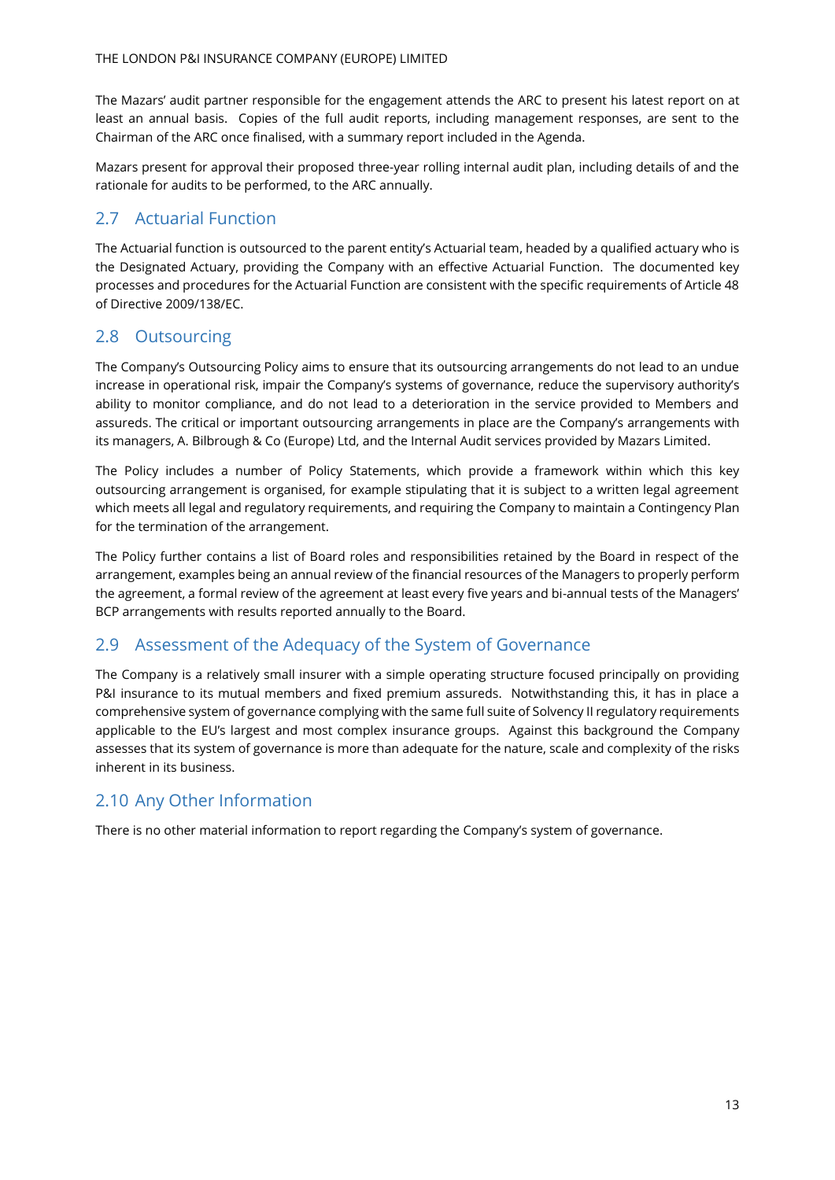The Mazars' audit partner responsible for the engagement attends the ARC to present his latest report on at least an annual basis. Copies of the full audit reports, including management responses, are sent to the Chairman of the ARC once finalised, with a summary report included in the Agenda.

Mazars present for approval their proposed three-year rolling internal audit plan, including details of and the rationale for audits to be performed, to the ARC annually.

## 2.7 Actuarial Function

The Actuarial function is outsourced to the parent entity's Actuarial team, headed by a qualified actuary who is the Designated Actuary, providing the Company with an effective Actuarial Function. The documented key processes and procedures for the Actuarial Function are consistent with the specific requirements of Article 48 of Directive 2009/138/EC.

## 2.8 Outsourcing

The Company's Outsourcing Policy aims to ensure that its outsourcing arrangements do not lead to an undue increase in operational risk, impair the Company's systems of governance, reduce the supervisory authority's ability to monitor compliance, and do not lead to a deterioration in the service provided to Members and assureds. The critical or important outsourcing arrangements in place are the Company's arrangements with its managers, A. Bilbrough & Co (Europe) Ltd, and the Internal Audit services provided by Mazars Limited.

The Policy includes a number of Policy Statements, which provide a framework within which this key outsourcing arrangement is organised, for example stipulating that it is subject to a written legal agreement which meets all legal and regulatory requirements, and requiring the Company to maintain a Contingency Plan for the termination of the arrangement.

The Policy further contains a list of Board roles and responsibilities retained by the Board in respect of the arrangement, examples being an annual review of the financial resources of the Managers to properly perform the agreement, a formal review of the agreement at least every five years and bi-annual tests of the Managers' BCP arrangements with results reported annually to the Board.

## 2.9 Assessment of the Adequacy of the System of Governance

The Company is a relatively small insurer with a simple operating structure focused principally on providing P&I insurance to its mutual members and fixed premium assureds. Notwithstanding this, it has in place a comprehensive system of governance complying with the same full suite of Solvency II regulatory requirements applicable to the EU's largest and most complex insurance groups. Against this background the Company assesses that its system of governance is more than adequate for the nature, scale and complexity of the risks inherent in its business.

## 2.10 Any Other Information

There is no other material information to report regarding the Company's system of governance.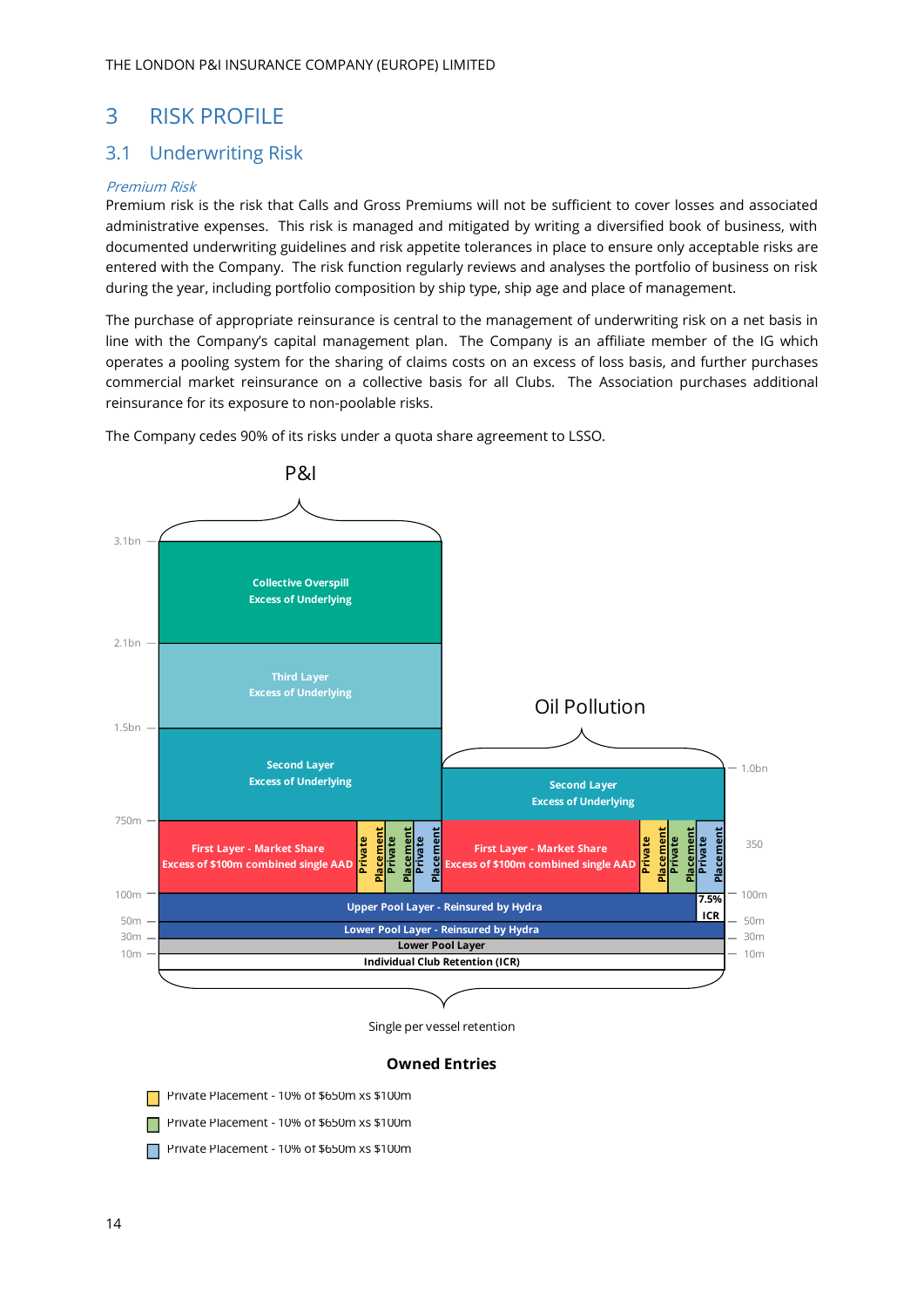# 3 RISK PROFILE

## 3.1 Underwriting Risk

*Premium Risk*

Premium risk is the risk that Calls and Gross Premiums will not be sufficient to cover losses and associated administrative expenses. This risk is managed and mitigated by writing a diversified book of business, with documented underwriting guidelines and risk appetite tolerances in place to ensure only acceptable risks are entered with the Company. The risk function regularly reviews and analyses the portfolio of business on risk during the year, including portfolio composition by ship type, ship age and place of management.

The purchase of appropriate reinsurance is central to the management of underwriting risk on a net basis in line with the Company's capital management plan. The Company is an affiliate member of the IG which operates a pooling system for the sharing of claims costs on an excess of loss basis, and further purchases commercial market reinsurance on a collective basis for all Clubs. The Association purchases additional reinsurance for its exposure to non-poolable risks.

The Company cedes 90% of its risks under a quota share agreement to LSSO.

P&I

| Layer | Limits |
|---|---|
| Collective Overspill Excess of Underlying | 2.1bn – 3.1bn |
| Third Layer Excess of Underlying | 1.5bn – 2.1bn |
| Second Layer Excess of Underlying | 750m – 1.5bn |
| First Layer - Market Share Excess of $100m combined single AAD; Private Placement; Private Placement; Private Placement | 100m – 750m |
| Upper Pool Layer - Reinsured by Hydra | 50m – 100m |
| Lower Pool Layer - Reinsured by Hydra | 30m – 50m |
| Lower Pool Layer | 10m – 30m |
| Individual Club Retention (ICR) | 0 – 10m |

Oil Pollution

| Layer | Limits |
|---|---|
| Second Layer Excess of Underlying | 350 – 1.0bn |
| First Layer - Market Share Excess of $100m combined single AAD; Private Placement; Private Placement; Private Placement | 100m – 350 |
| Upper Pool Layer - Reinsured by Hydra; 7.5% ICR | 50m – 100m |
| Lower Pool Layer - Reinsured by Hydra | 30m – 50m |
| Lower Pool Layer | 10m – 30m |
| Individual Club Retention (ICR) | 0 – 10m |

Single per vessel retention

**Owned Entries**

- Private Placement - 10% of $650m xs $100m
- Private Placement - 10% of $650m xs $100m
- Private Placement - 10% of $650m xs $100m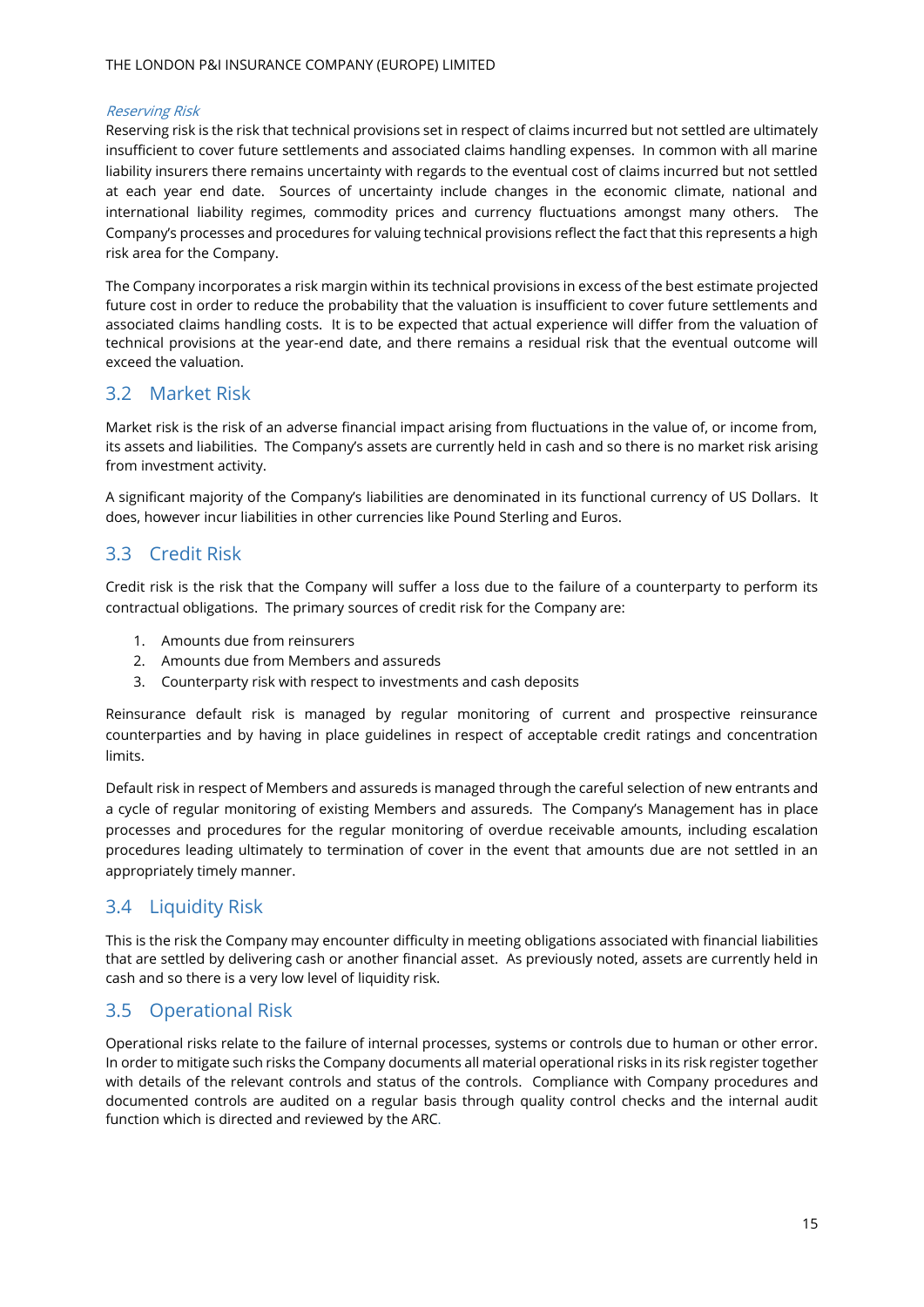*Reserving Risk*

Reserving risk is the risk that technical provisions set in respect of claims incurred but not settled are ultimately insufficient to cover future settlements and associated claims handling expenses. In common with all marine liability insurers there remains uncertainty with regards to the eventual cost of claims incurred but not settled at each year end date. Sources of uncertainty include changes in the economic climate, national and international liability regimes, commodity prices and currency fluctuations amongst many others. The Company's processes and procedures for valuing technical provisions reflect the fact that this represents a high risk area for the Company.

The Company incorporates a risk margin within its technical provisions in excess of the best estimate projected future cost in order to reduce the probability that the valuation is insufficient to cover future settlements and associated claims handling costs. It is to be expected that actual experience will differ from the valuation of technical provisions at the year-end date, and there remains a residual risk that the eventual outcome will exceed the valuation.

## 3.2 Market Risk

Market risk is the risk of an adverse financial impact arising from fluctuations in the value of, or income from, its assets and liabilities. The Company's assets are currently held in cash and so there is no market risk arising from investment activity.

A significant majority of the Company's liabilities are denominated in its functional currency of US Dollars. It does, however incur liabilities in other currencies like Pound Sterling and Euros.

## 3.3 Credit Risk

Credit risk is the risk that the Company will suffer a loss due to the failure of a counterparty to perform its contractual obligations. The primary sources of credit risk for the Company are:

1. Amounts due from reinsurers
2. Amounts due from Members and assureds
3. Counterparty risk with respect to investments and cash deposits

Reinsurance default risk is managed by regular monitoring of current and prospective reinsurance counterparties and by having in place guidelines in respect of acceptable credit ratings and concentration limits.

Default risk in respect of Members and assureds is managed through the careful selection of new entrants and a cycle of regular monitoring of existing Members and assureds. The Company's Management has in place processes and procedures for the regular monitoring of overdue receivable amounts, including escalation procedures leading ultimately to termination of cover in the event that amounts due are not settled in an appropriately timely manner.

## 3.4 Liquidity Risk

This is the risk the Company may encounter difficulty in meeting obligations associated with financial liabilities that are settled by delivering cash or another financial asset. As previously noted, assets are currently held in cash and so there is a very low level of liquidity risk.

## 3.5 Operational Risk

Operational risks relate to the failure of internal processes, systems or controls due to human or other error. In order to mitigate such risks the Company documents all material operational risks in its risk register together with details of the relevant controls and status of the controls. Compliance with Company procedures and documented controls are audited on a regular basis through quality control checks and the internal audit function which is directed and reviewed by the ARC.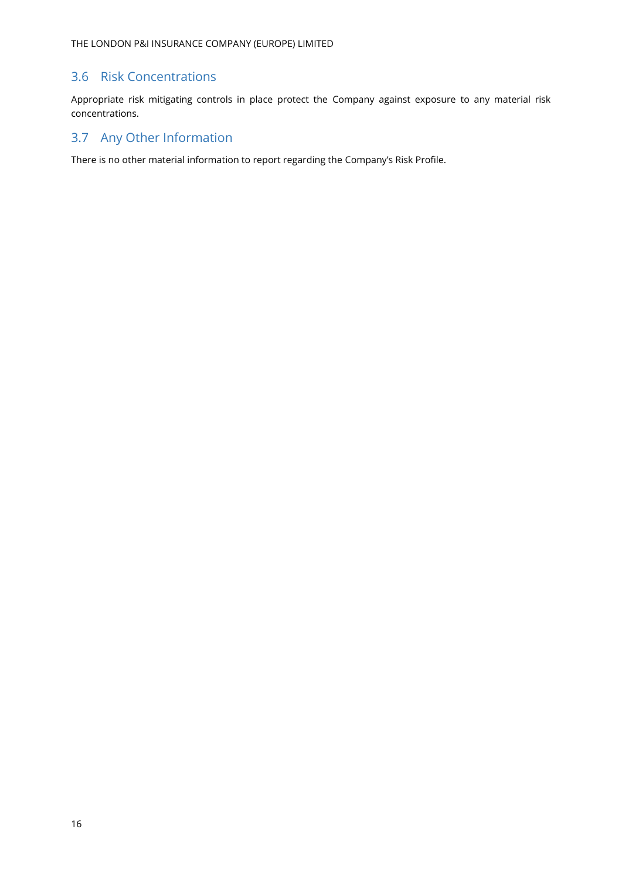## 3.6 Risk Concentrations

Appropriate risk mitigating controls in place protect the Company against exposure to any material risk concentrations.

## 3.7 Any Other Information

There is no other material information to report regarding the Company's Risk Profile.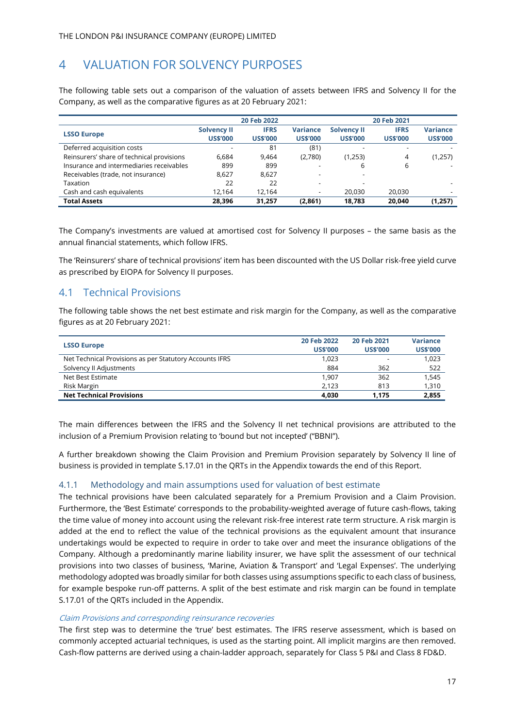# 4 VALUATION FOR SOLVENCY PURPOSES

The following table sets out a comparison of the valuation of assets between IFRS and Solvency II for the Company, as well as the comparative figures as at 20 February 2021:

| LSSO Europe | 20 Feb 2022 | | | 20 Feb 2021 | | |
|---|---|---|---|---|---|---|
| | Solvency II US$'000 | IFRS US$'000 | Variance US$'000 | Solvency II US$'000 | IFRS US$'000 | Variance US$'000 |
| Deferred acquisition costs | - | 81 | (81) | - | - | - |
| Reinsurers' share of technical provisions | 6,684 | 9,464 | (2,780) | (1,253) | 4 | (1,257) |
| Insurance and intermediaries receivables | 899 | 899 | - | 6 | 6 | - |
| Receivables (trade, not insurance) | 8,627 | 8,627 | - | - | | |
| Taxation | 22 | 22 | - | - | | - |
| Cash and cash equivalents | 12,164 | 12,164 | - | 20,030 | 20,030 | - |
| **Total Assets** | **28,396** | **31,257** | **(2,861)** | **18,783** | **20,040** | **(1,257)** |

The Company's investments are valued at amortised cost for Solvency II purposes – the same basis as the annual financial statements, which follow IFRS.

The 'Reinsurers' share of technical provisions' item has been discounted with the US Dollar risk-free yield curve as prescribed by EIOPA for Solvency II purposes.

## 4.1 Technical Provisions

The following table shows the net best estimate and risk margin for the Company, as well as the comparative figures as at 20 February 2021:

| LSSO Europe | 20 Feb 2022 US$'000 | 20 Feb 2021 US$'000 | Variance US$'000 |
|---|---|---|---|
| Net Technical Provisions as per Statutory Accounts IFRS | 1,023 | - | 1,023 |
| Solvency II Adjustments | 884 | 362 | 522 |
| Net Best Estimate | 1,907 | 362 | 1,545 |
| Risk Margin | 2,123 | 813 | 1,310 |
| **Net Technical Provisions** | **4,030** | **1,175** | **2,855** |

The main differences between the IFRS and the Solvency II net technical provisions are attributed to the inclusion of a Premium Provision relating to 'bound but not incepted' ("BBNI").

A further breakdown showing the Claim Provision and Premium Provision separately by Solvency II line of business is provided in template S.17.01 in the QRTs in the Appendix towards the end of this Report.

### 4.1.1 Methodology and main assumptions used for valuation of best estimate

The technical provisions have been calculated separately for a Premium Provision and a Claim Provision. Furthermore, the 'Best Estimate' corresponds to the probability-weighted average of future cash-flows, taking the time value of money into account using the relevant risk-free interest rate term structure. A risk margin is added at the end to reflect the value of the technical provisions as the equivalent amount that insurance undertakings would be expected to require in order to take over and meet the insurance obligations of the Company. Although a predominantly marine liability insurer, we have split the assessment of our technical provisions into two classes of business, 'Marine, Aviation & Transport' and 'Legal Expenses'. The underlying methodology adopted was broadly similar for both classes using assumptions specific to each class of business, for example bespoke run-off patterns. A split of the best estimate and risk margin can be found in template S.17.01 of the QRTs included in the Appendix.

*Claim Provisions and corresponding reinsurance recoveries*

The first step was to determine the 'true' best estimates. The IFRS reserve assessment, which is based on commonly accepted actuarial techniques, is used as the starting point. All implicit margins are then removed. Cash-flow patterns are derived using a chain-ladder approach, separately for Class 5 P&I and Class 8 FD&D.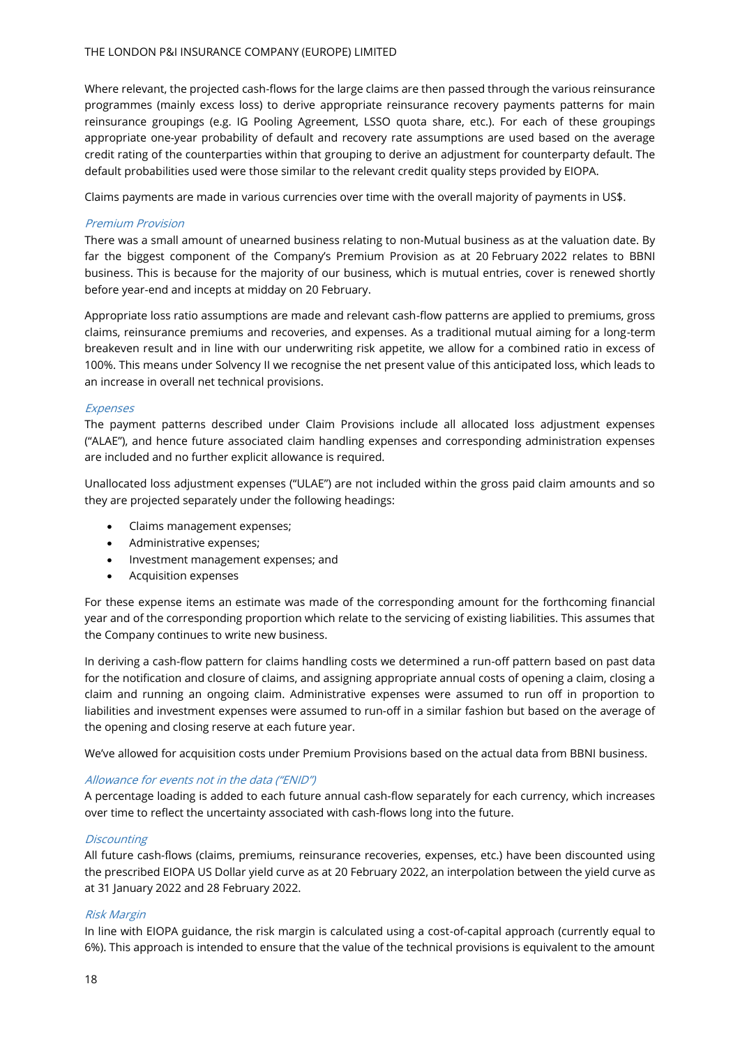Where relevant, the projected cash-flows for the large claims are then passed through the various reinsurance programmes (mainly excess loss) to derive appropriate reinsurance recovery payments patterns for main reinsurance groupings (e.g. IG Pooling Agreement, LSSO quota share, etc.). For each of these groupings appropriate one-year probability of default and recovery rate assumptions are used based on the average credit rating of the counterparties within that grouping to derive an adjustment for counterparty default. The default probabilities used were those similar to the relevant credit quality steps provided by EIOPA.

Claims payments are made in various currencies over time with the overall majority of payments in US$.

*Premium Provision*

There was a small amount of unearned business relating to non-Mutual business as at the valuation date. By far the biggest component of the Company's Premium Provision as at 20 February 2022 relates to BBNI business. This is because for the majority of our business, which is mutual entries, cover is renewed shortly before year-end and incepts at midday on 20 February.

Appropriate loss ratio assumptions are made and relevant cash-flow patterns are applied to premiums, gross claims, reinsurance premiums and recoveries, and expenses. As a traditional mutual aiming for a long-term breakeven result and in line with our underwriting risk appetite, we allow for a combined ratio in excess of 100%. This means under Solvency II we recognise the net present value of this anticipated loss, which leads to an increase in overall net technical provisions.

*Expenses*

The payment patterns described under Claim Provisions include all allocated loss adjustment expenses ("ALAE"), and hence future associated claim handling expenses and corresponding administration expenses are included and no further explicit allowance is required.

Unallocated loss adjustment expenses ("ULAE") are not included within the gross paid claim amounts and so they are projected separately under the following headings:

- Claims management expenses;
- Administrative expenses;
- Investment management expenses; and
- Acquisition expenses

For these expense items an estimate was made of the corresponding amount for the forthcoming financial year and of the corresponding proportion which relate to the servicing of existing liabilities. This assumes that the Company continues to write new business.

In deriving a cash-flow pattern for claims handling costs we determined a run-off pattern based on past data for the notification and closure of claims, and assigning appropriate annual costs of opening a claim, closing a claim and running an ongoing claim. Administrative expenses were assumed to run off in proportion to liabilities and investment expenses were assumed to run-off in a similar fashion but based on the average of the opening and closing reserve at each future year.

We've allowed for acquisition costs under Premium Provisions based on the actual data from BBNI business.

*Allowance for events not in the data ("ENID")*

A percentage loading is added to each future annual cash-flow separately for each currency, which increases over time to reflect the uncertainty associated with cash-flows long into the future.

*Discounting*

All future cash-flows (claims, premiums, reinsurance recoveries, expenses, etc.) have been discounted using the prescribed EIOPA US Dollar yield curve as at 20 February 2022, an interpolation between the yield curve as at 31 January 2022 and 28 February 2022.

*Risk Margin*

In line with EIOPA guidance, the risk margin is calculated using a cost-of-capital approach (currently equal to 6%). This approach is intended to ensure that the value of the technical provisions is equivalent to the amount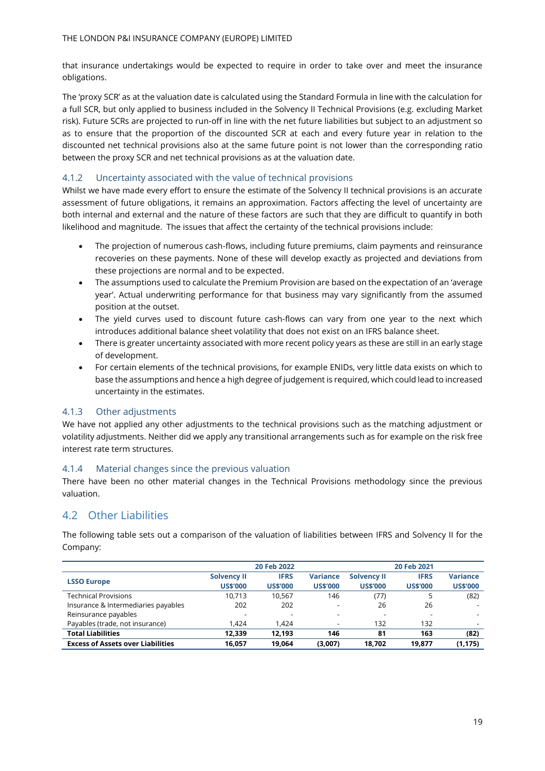that insurance undertakings would be expected to require in order to take over and meet the insurance obligations.

The 'proxy SCR' as at the valuation date is calculated using the Standard Formula in line with the calculation for a full SCR, but only applied to business included in the Solvency II Technical Provisions (e.g. excluding Market risk). Future SCRs are projected to run-off in line with the net future liabilities but subject to an adjustment so as to ensure that the proportion of the discounted SCR at each and every future year in relation to the discounted net technical provisions also at the same future point is not lower than the corresponding ratio between the proxy SCR and net technical provisions as at the valuation date.

### 4.1.2 Uncertainty associated with the value of technical provisions

Whilst we have made every effort to ensure the estimate of the Solvency II technical provisions is an accurate assessment of future obligations, it remains an approximation. Factors affecting the level of uncertainty are both internal and external and the nature of these factors are such that they are difficult to quantify in both likelihood and magnitude. The issues that affect the certainty of the technical provisions include:

- The projection of numerous cash-flows, including future premiums, claim payments and reinsurance recoveries on these payments. None of these will develop exactly as projected and deviations from these projections are normal and to be expected.
- The assumptions used to calculate the Premium Provision are based on the expectation of an 'average year'. Actual underwriting performance for that business may vary significantly from the assumed position at the outset.
- The yield curves used to discount future cash-flows can vary from one year to the next which introduces additional balance sheet volatility that does not exist on an IFRS balance sheet.
- There is greater uncertainty associated with more recent policy years as these are still in an early stage of development.
- For certain elements of the technical provisions, for example ENIDs, very little data exists on which to base the assumptions and hence a high degree of judgement is required, which could lead to increased uncertainty in the estimates.

### 4.1.3 Other adjustments

We have not applied any other adjustments to the technical provisions such as the matching adjustment or volatility adjustments. Neither did we apply any transitional arrangements such as for example on the risk free interest rate term structures.

### 4.1.4 Material changes since the previous valuation

There have been no other material changes in the Technical Provisions methodology since the previous valuation.

## 4.2 Other Liabilities

The following table sets out a comparison of the valuation of liabilities between IFRS and Solvency II for the Company:

| LSSO Europe | 20 Feb 2022 | | | 20 Feb 2021 | | |
|---|---|---|---|---|---|---|
| | **Solvency II US$'000** | **IFRS US$'000** | **Variance US$'000** | **Solvency II US$'000** | **IFRS US$'000** | **Variance US$'000** |
| Technical Provisions | 10,713 | 10,567 | 146 | (77) | 5 | (82) |
| Insurance & Intermediaries payables | 202 | 202 | - | 26 | 26 | - |
| Reinsurance payables | - | - | - | - | - | - |
| Payables (trade, not insurance) | 1,424 | 1,424 | - | 132 | 132 | - |
| **Total Liabilities** | **12,339** | **12,193** | **146** | **81** | **163** | **(82)** |
| **Excess of Assets over Liabilities** | **16,057** | **19,064** | **(3,007)** | **18,702** | **19,877** | **(1,175)** |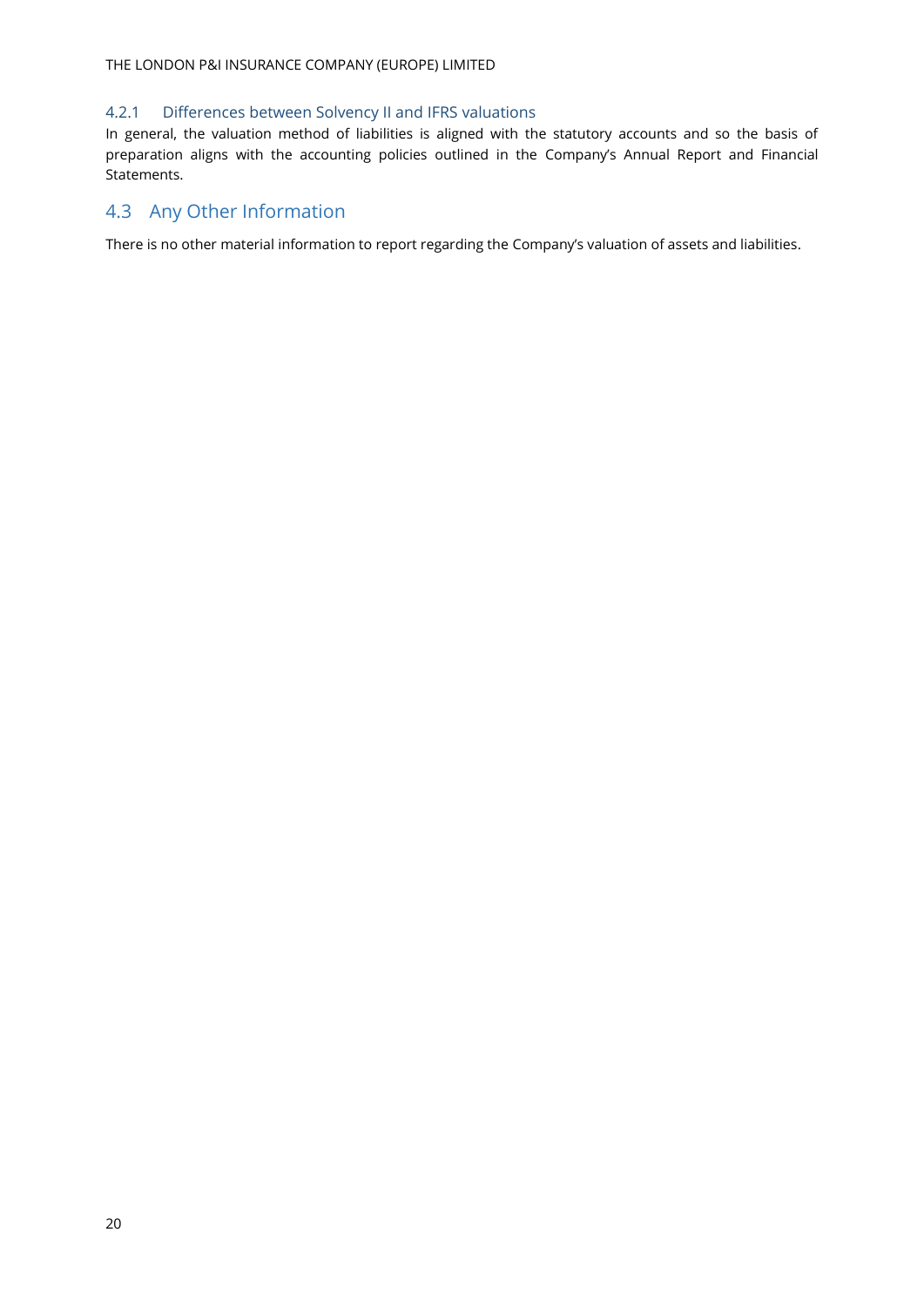### 4.2.1 Differences between Solvency II and IFRS valuations

In general, the valuation method of liabilities is aligned with the statutory accounts and so the basis of preparation aligns with the accounting policies outlined in the Company's Annual Report and Financial Statements.

## 4.3 Any Other Information

There is no other material information to report regarding the Company's valuation of assets and liabilities.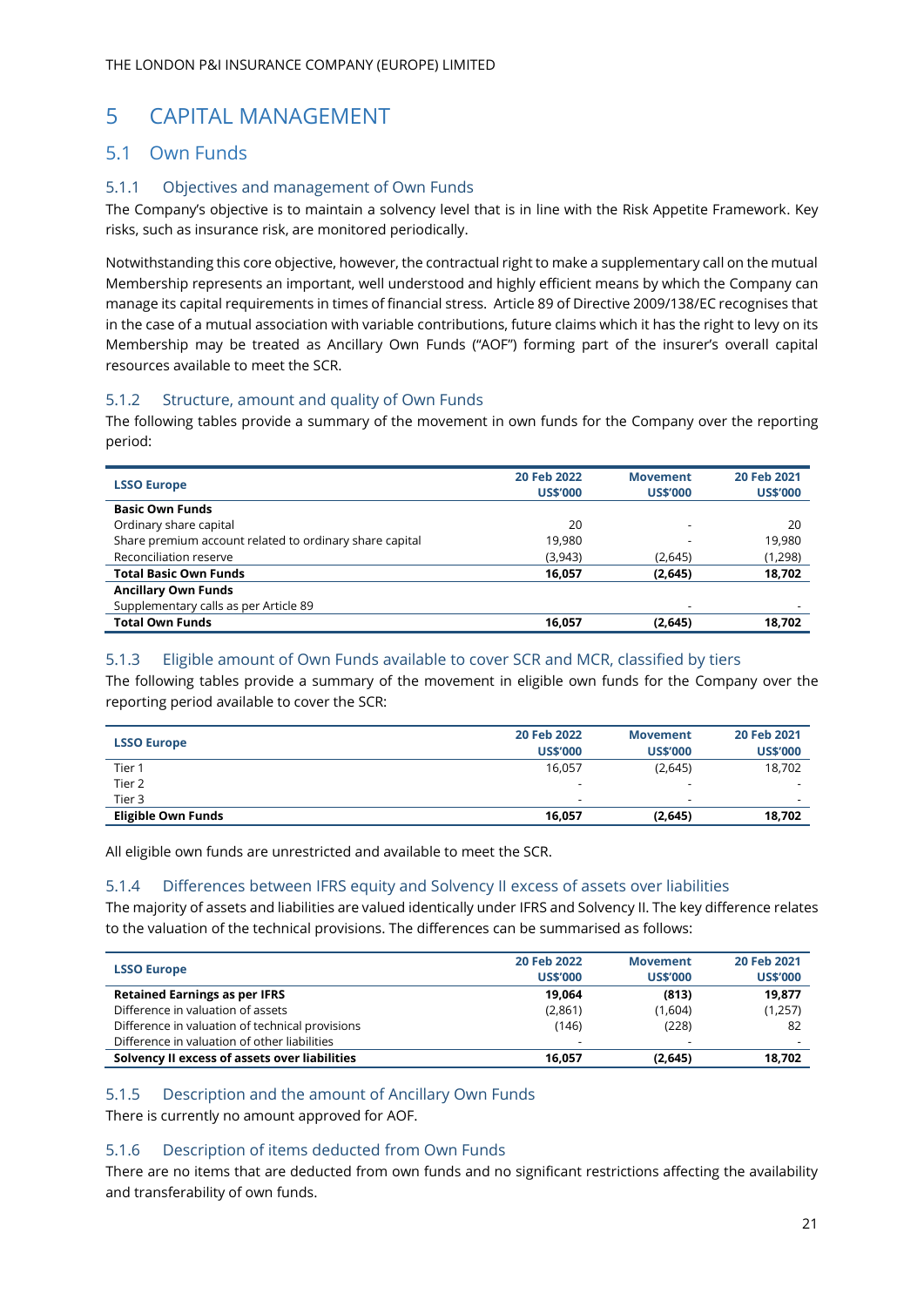# 5 CAPITAL MANAGEMENT

## 5.1 Own Funds

### 5.1.1 Objectives and management of Own Funds

The Company's objective is to maintain a solvency level that is in line with the Risk Appetite Framework. Key risks, such as insurance risk, are monitored periodically.

Notwithstanding this core objective, however, the contractual right to make a supplementary call on the mutual Membership represents an important, well understood and highly efficient means by which the Company can manage its capital requirements in times of financial stress. Article 89 of Directive 2009/138/EC recognises that in the case of a mutual association with variable contributions, future claims which it has the right to levy on its Membership may be treated as Ancillary Own Funds ("AOF") forming part of the insurer's overall capital resources available to meet the SCR.

### 5.1.2 Structure, amount and quality of Own Funds

The following tables provide a summary of the movement in own funds for the Company over the reporting period:

| LSSO Europe | 20 Feb 2022 US$'000 | Movement US$'000 | 20 Feb 2021 US$'000 |
|---|---|---|---|
| **Basic Own Funds** | | | |
| Ordinary share capital | 20 | - | 20 |
| Share premium account related to ordinary share capital | 19,980 | - | 19,980 |
| Reconciliation reserve | (3,943) | (2,645) | (1,298) |
| **Total Basic Own Funds** | **16,057** | **(2,645)** | **18,702** |
| **Ancillary Own Funds** | | | |
| Supplementary calls as per Article 89 | | - | - |
| **Total Own Funds** | **16,057** | **(2,645)** | **18,702** |

### 5.1.3 Eligible amount of Own Funds available to cover SCR and MCR, classified by tiers

The following tables provide a summary of the movement in eligible own funds for the Company over the reporting period available to cover the SCR:

| LSSO Europe | 20 Feb 2022 US$'000 | Movement US$'000 | 20 Feb 2021 US$'000 |
|---|---|---|---|
| Tier 1 | 16,057 | (2,645) | 18,702 |
| Tier 2 | - | - | - |
| Tier 3 | - | - | - |
| **Eligible Own Funds** | **16,057** | **(2,645)** | **18,702** |

All eligible own funds are unrestricted and available to meet the SCR.

### 5.1.4 Differences between IFRS equity and Solvency II excess of assets over liabilities

The majority of assets and liabilities are valued identically under IFRS and Solvency II. The key difference relates to the valuation of the technical provisions. The differences can be summarised as follows:

| LSSO Europe | 20 Feb 2022 US$'000 | Movement US$'000 | 20 Feb 2021 US$'000 |
|---|---|---|---|
| **Retained Earnings as per IFRS** | **19,064** | **(813)** | **19,877** |
| Difference in valuation of assets | (2,861) | (1,604) | (1,257) |
| Difference in valuation of technical provisions | (146) | (228) | 82 |
| Difference in valuation of other liabilities | - | - | - |
| **Solvency II excess of assets over liabilities** | **16,057** | **(2,645)** | **18,702** |

### 5.1.5 Description and the amount of Ancillary Own Funds

There is currently no amount approved for AOF.

### 5.1.6 Description of items deducted from Own Funds

There are no items that are deducted from own funds and no significant restrictions affecting the availability and transferability of own funds.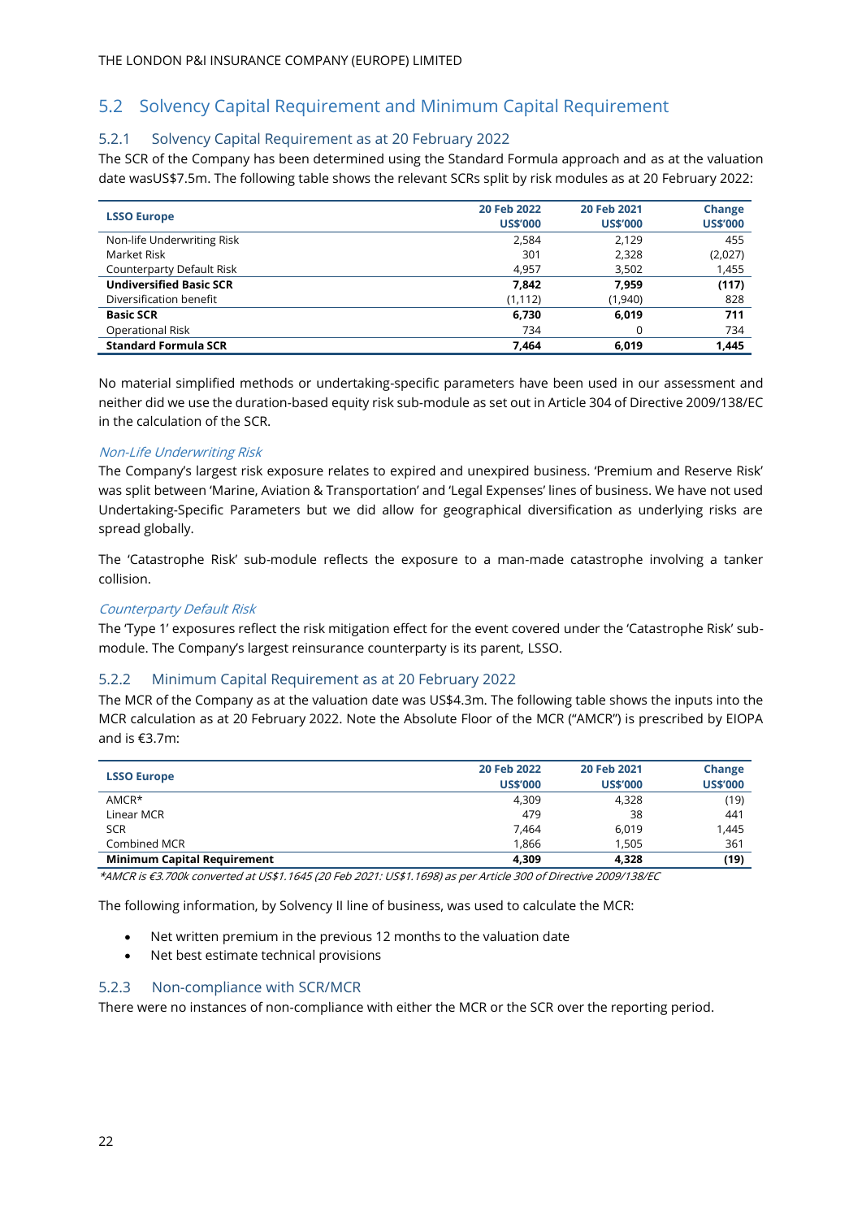## 5.2 Solvency Capital Requirement and Minimum Capital Requirement

### 5.2.1 Solvency Capital Requirement as at 20 February 2022

The SCR of the Company has been determined using the Standard Formula approach and as at the valuation date wasUS$7.5m. The following table shows the relevant SCRs split by risk modules as at 20 February 2022:

| LSSO Europe | 20 Feb 2022 US$'000 | 20 Feb 2021 US$'000 | Change US$'000 |
|---|---|---|---|
| Non-life Underwriting Risk | 2,584 | 2,129 | 455 |
| Market Risk | 301 | 2,328 | (2,027) |
| Counterparty Default Risk | 4,957 | 3,502 | 1,455 |
| **Undiversified Basic SCR** | **7,842** | **7,959** | **(117)** |
| Diversification benefit | (1,112) | (1,940) | 828 |
| **Basic SCR** | **6,730** | **6,019** | **711** |
| Operational Risk | 734 | 0 | 734 |
| **Standard Formula SCR** | **7,464** | **6,019** | **1,445** |

No material simplified methods or undertaking-specific parameters have been used in our assessment and neither did we use the duration-based equity risk sub-module as set out in Article 304 of Directive 2009/138/EC in the calculation of the SCR.

*Non-Life Underwriting Risk*

The Company's largest risk exposure relates to expired and unexpired business. 'Premium and Reserve Risk' was split between 'Marine, Aviation & Transportation' and 'Legal Expenses' lines of business. We have not used Undertaking-Specific Parameters but we did allow for geographical diversification as underlying risks are spread globally.

The 'Catastrophe Risk' sub-module reflects the exposure to a man-made catastrophe involving a tanker collision.

*Counterparty Default Risk*

The 'Type 1' exposures reflect the risk mitigation effect for the event covered under the 'Catastrophe Risk' sub-module. The Company's largest reinsurance counterparty is its parent, LSSO.

### 5.2.2 Minimum Capital Requirement as at 20 February 2022

The MCR of the Company as at the valuation date was US$4.3m. The following table shows the inputs into the MCR calculation as at 20 February 2022. Note the Absolute Floor of the MCR ("AMCR") is prescribed by EIOPA and is €3.7m:

| LSSO Europe | 20 Feb 2022 US$'000 | 20 Feb 2021 US$'000 | Change US$'000 |
|---|---|---|---|
| AMCR* | 4,309 | 4,328 | (19) |
| Linear MCR | 479 | 38 | 441 |
| SCR | 7,464 | 6,019 | 1,445 |
| Combined MCR | 1,866 | 1,505 | 361 |
| **Minimum Capital Requirement** | **4,309** | **4,328** | **(19)** |

*\*AMCR is €3.700k converted at US$1.1645 (20 Feb 2021: US$1.1698) as per Article 300 of Directive 2009/138/EC*

The following information, by Solvency II line of business, was used to calculate the MCR:

- Net written premium in the previous 12 months to the valuation date
- Net best estimate technical provisions

### 5.2.3 Non-compliance with SCR/MCR

There were no instances of non-compliance with either the MCR or the SCR over the reporting period.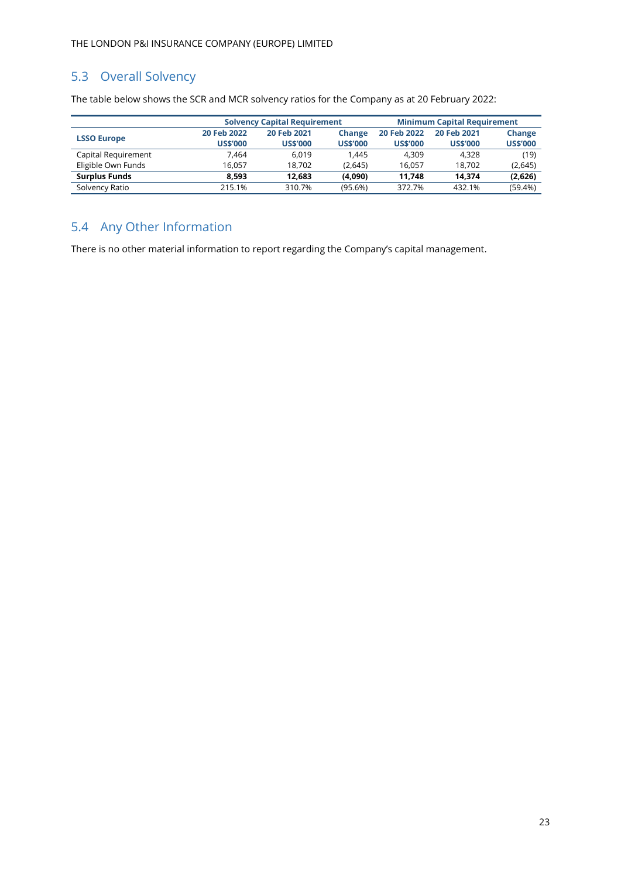## 5.3 Overall Solvency

The table below shows the SCR and MCR solvency ratios for the Company as at 20 February 2022:

| LSSO Europe | Solvency Capital Requirement | | | Minimum Capital Requirement | | |
|---|---|---|---|---|---|---|
| | 20 Feb 2022 US$'000 | 20 Feb 2021 US$'000 | Change US$'000 | 20 Feb 2022 US$'000 | 20 Feb 2021 US$'000 | Change US$'000 |
| Capital Requirement | 7,464 | 6,019 | 1,445 | 4,309 | 4,328 | (19) |
| Eligible Own Funds | 16,057 | 18,702 | (2,645) | 16,057 | 18,702 | (2,645) |
| **Surplus Funds** | **8,593** | **12,683** | **(4,090)** | **11,748** | **14,374** | **(2,626)** |
| Solvency Ratio | 215.1% | 310.7% | (95.6%) | 372.7% | 432.1% | (59.4%) |

## 5.4 Any Other Information

There is no other material information to report regarding the Company's capital management.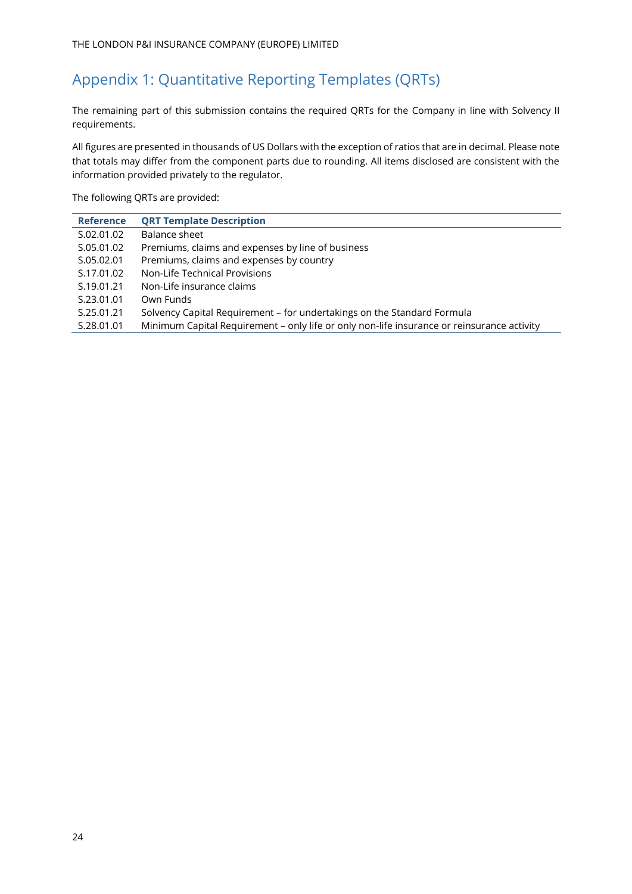# Appendix 1: Quantitative Reporting Templates (QRTs)

The remaining part of this submission contains the required QRTs for the Company in line with Solvency II requirements.

All figures are presented in thousands of US Dollars with the exception of ratios that are in decimal. Please note that totals may differ from the component parts due to rounding. All items disclosed are consistent with the information provided privately to the regulator.

The following QRTs are provided:

| Reference | QRT Template Description |
|---|---|
| S.02.01.02 | Balance sheet |
| S.05.01.02 | Premiums, claims and expenses by line of business |
| S.05.02.01 | Premiums, claims and expenses by country |
| S.17.01.02 | Non-Life Technical Provisions |
| S.19.01.21 | Non-Life insurance claims |
| S.23.01.01 | Own Funds |
| S.25.01.21 | Solvency Capital Requirement – for undertakings on the Standard Formula |
| S.28.01.01 | Minimum Capital Requirement – only life or only non-life insurance or reinsurance activity |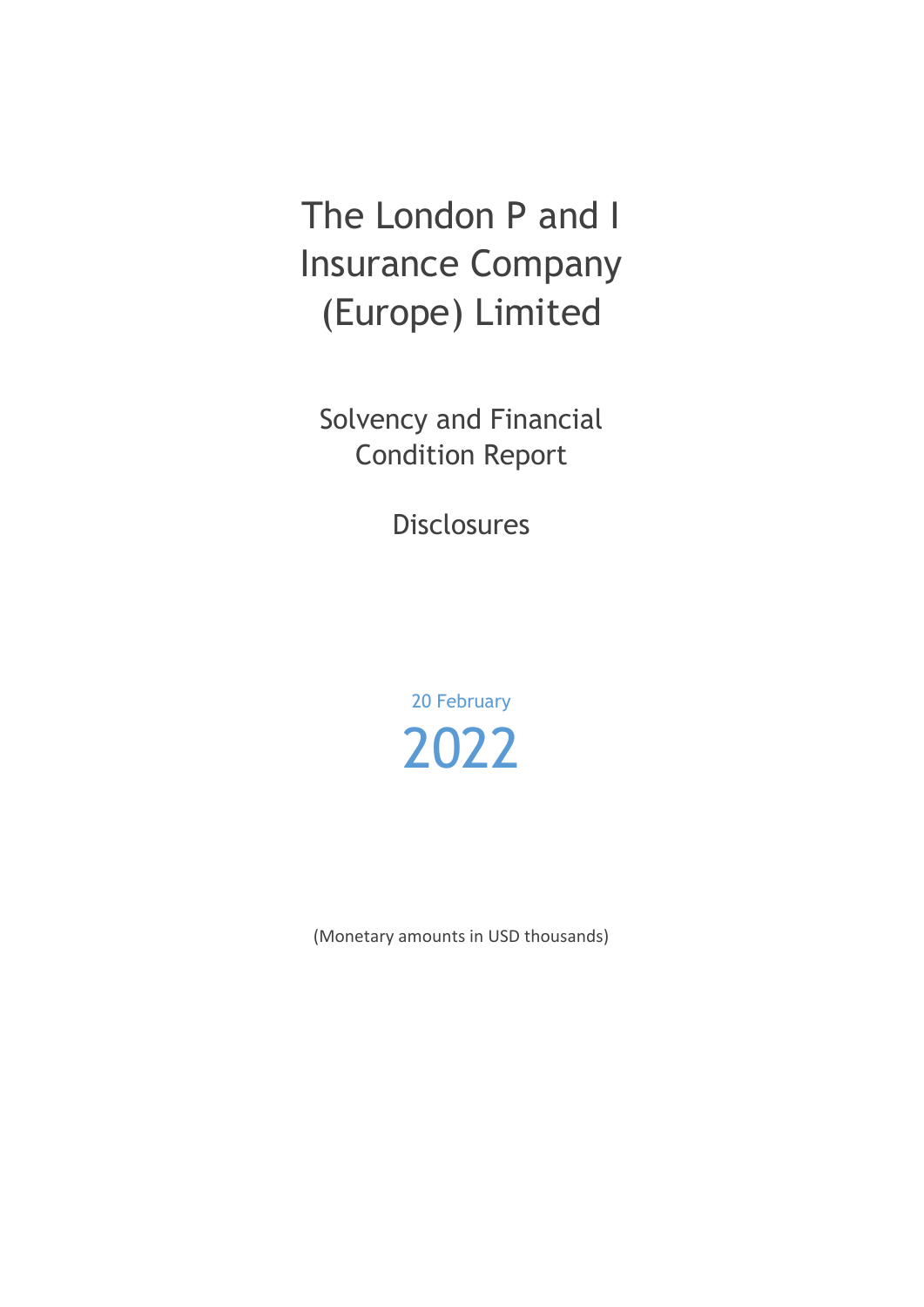# The London P and I Insurance Company (Europe) Limited

## Solvency and Financial Condition Report

## Disclosures

20 February

2022

(Monetary amounts in USD thousands)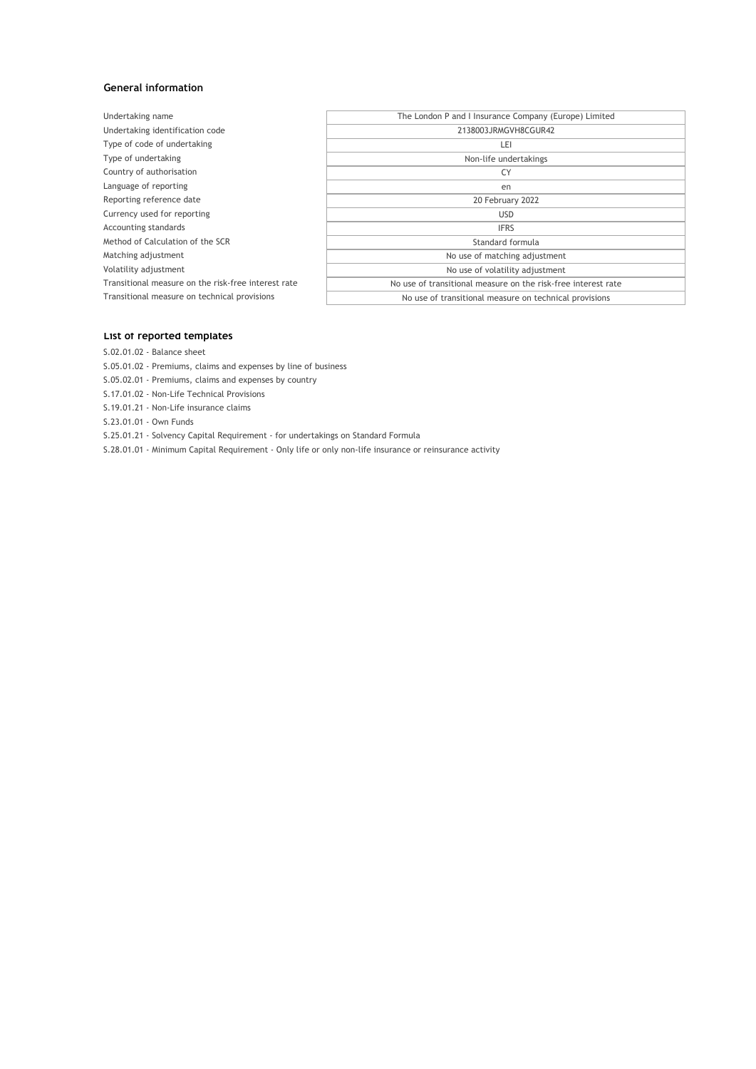## General information

| | |
|---|---|
| Undertaking name | The London P and I Insurance Company (Europe) Limited |
| Undertaking identification code | 2138003JRMGVH8CGUR42 |
| Type of code of undertaking | LEI |
| Type of undertaking | Non-life undertakings |
| Country of authorisation | CY |
| Language of reporting | en |
| Reporting reference date | 20 February 2022 |
| Currency used for reporting | USD |
| Accounting standards | IFRS |
| Method of Calculation of the SCR | Standard formula |
| Matching adjustment | No use of matching adjustment |
| Volatility adjustment | No use of volatility adjustment |
| Transitional measure on the risk-free interest rate | No use of transitional measure on the risk-free interest rate |
| Transitional measure on technical provisions | No use of transitional measure on technical provisions |

## List of reported templates

S.02.01.02 - Balance sheet

S.05.01.02 - Premiums, claims and expenses by line of business

S.05.02.01 - Premiums, claims and expenses by country

S.17.01.02 - Non-Life Technical Provisions

S.19.01.21 - Non-Life insurance claims

S.23.01.01 - Own Funds

S.25.01.21 - Solvency Capital Requirement - for undertakings on Standard Formula

S.28.01.01 - Minimum Capital Requirement - Only life or only non-life insurance or reinsurance activity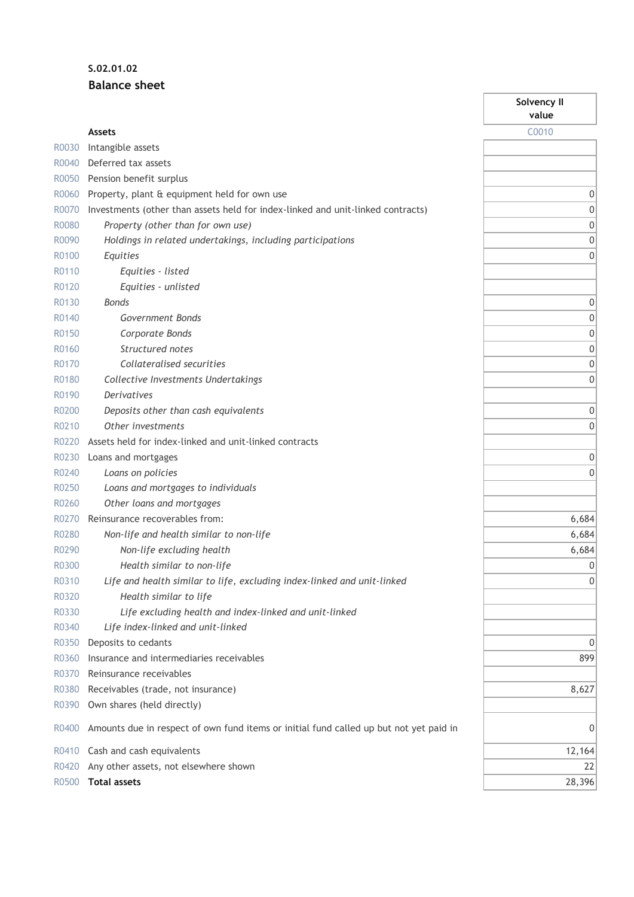**S.02.01.02**

**Balance sheet**

| | | Solvency II value |
|---|---|---|
| | **Assets** | C0010 |
| R0030 | Intangible assets | |
| R0040 | Deferred tax assets | |
| R0050 | Pension benefit surplus | |
| R0060 | Property, plant & equipment held for own use | 0 |
| R0070 | Investments (other than assets held for index-linked and unit-linked contracts) | 0 |
| R0080 | *Property (other than for own use)* | 0 |
| R0090 | *Holdings in related undertakings, including participations* | 0 |
| R0100 | *Equities* | 0 |
| R0110 | *Equities - listed* | |
| R0120 | *Equities - unlisted* | |
| R0130 | *Bonds* | 0 |
| R0140 | *Government Bonds* | 0 |
| R0150 | *Corporate Bonds* | 0 |
| R0160 | *Structured notes* | 0 |
| R0170 | *Collateralised securities* | 0 |
| R0180 | *Collective Investments Undertakings* | 0 |
| R0190 | *Derivatives* | |
| R0200 | *Deposits other than cash equivalents* | 0 |
| R0210 | *Other investments* | 0 |
| R0220 | Assets held for index-linked and unit-linked contracts | |
| R0230 | Loans and mortgages | 0 |
| R0240 | *Loans on policies* | 0 |
| R0250 | *Loans and mortgages to individuals* | |
| R0260 | *Other loans and mortgages* | |
| R0270 | Reinsurance recoverables from: | 6,684 |
| R0280 | *Non-life and health similar to non-life* | 6,684 |
| R0290 | *Non-life excluding health* | 6,684 |
| R0300 | *Health similar to non-life* | 0 |
| R0310 | *Life and health similar to life, excluding index-linked and unit-linked* | 0 |
| R0320 | *Health similar to life* | |
| R0330 | *Life excluding health and index-linked and unit-linked* | |
| R0340 | *Life index-linked and unit-linked* | |
| R0350 | Deposits to cedants | 0 |
| R0360 | Insurance and intermediaries receivables | 899 |
| R0370 | Reinsurance receivables | |
| R0380 | Receivables (trade, not insurance) | 8,627 |
| R0390 | Own shares (held directly) | |
| R0400 | Amounts due in respect of own fund items or initial fund called up but not yet paid in | 0 |
| R0410 | Cash and cash equivalents | 12,164 |
| R0420 | Any other assets, not elsewhere shown | 22 |
| R0500 | **Total assets** | 28,396 |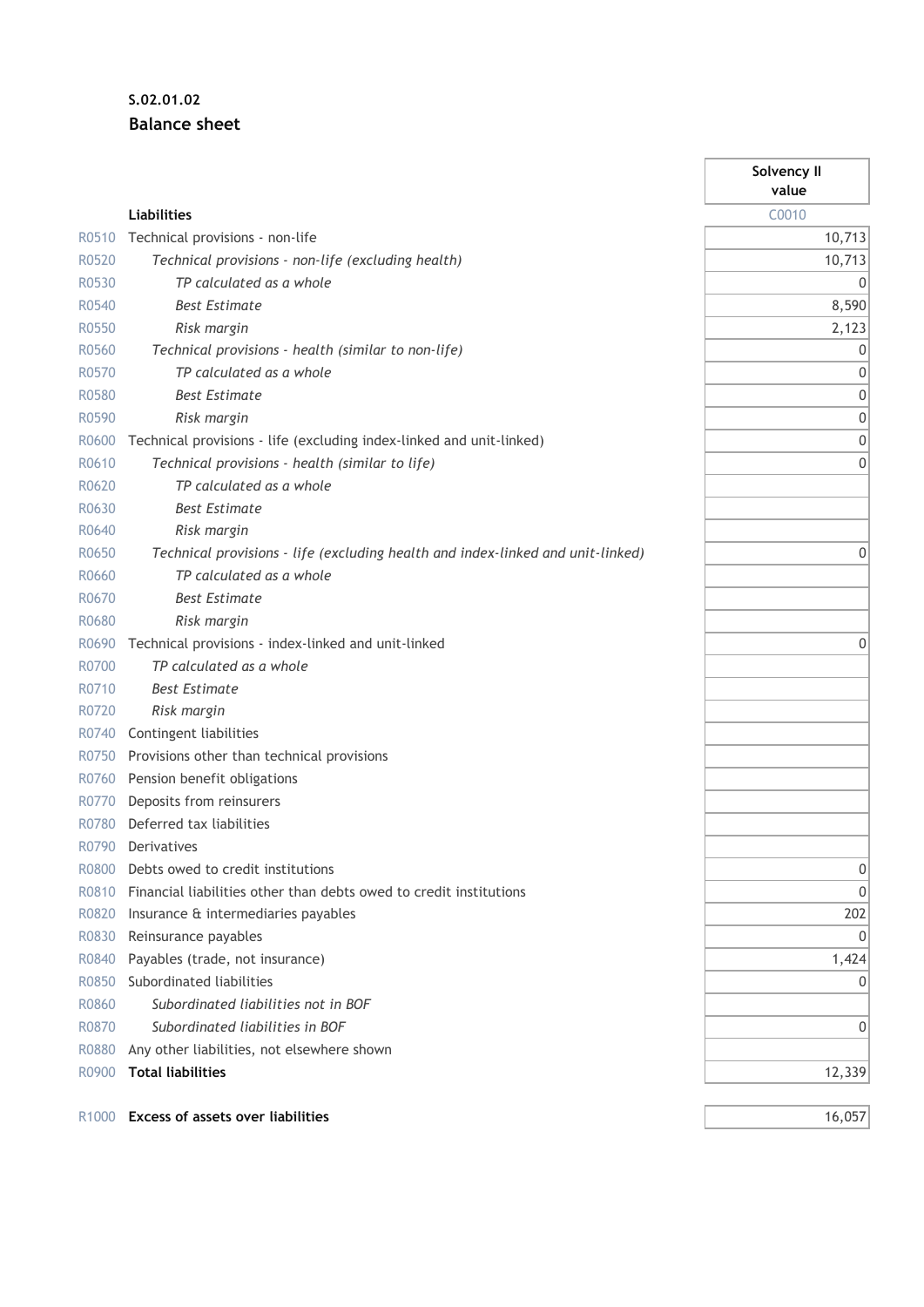**S.02.01.02**

**Balance sheet**

| | | Solvency II value |
|---|---|---|
| | **Liabilities** | C0010 |
| R0510 | Technical provisions - non-life | 10,713 |
| R0520 | *Technical provisions - non-life (excluding health)* | 10,713 |
| R0530 | *TP calculated as a whole* | 0 |
| R0540 | *Best Estimate* | 8,590 |
| R0550 | *Risk margin* | 2,123 |
| R0560 | *Technical provisions - health (similar to non-life)* | 0 |
| R0570 | *TP calculated as a whole* | 0 |
| R0580 | *Best Estimate* | 0 |
| R0590 | *Risk margin* | 0 |
| R0600 | Technical provisions - life (excluding index-linked and unit-linked) | 0 |
| R0610 | *Technical provisions - health (similar to life)* | 0 |
| R0620 | *TP calculated as a whole* | |
| R0630 | *Best Estimate* | |
| R0640 | *Risk margin* | |
| R0650 | *Technical provisions - life (excluding health and index-linked and unit-linked)* | 0 |
| R0660 | *TP calculated as a whole* | |
| R0670 | *Best Estimate* | |
| R0680 | *Risk margin* | |
| R0690 | Technical provisions - index-linked and unit-linked | 0 |
| R0700 | *TP calculated as a whole* | |
| R0710 | *Best Estimate* | |
| R0720 | *Risk margin* | |
| R0740 | Contingent liabilities | |
| R0750 | Provisions other than technical provisions | |
| R0760 | Pension benefit obligations | |
| R0770 | Deposits from reinsurers | |
| R0780 | Deferred tax liabilities | |
| R0790 | Derivatives | |
| R0800 | Debts owed to credit institutions | 0 |
| R0810 | Financial liabilities other than debts owed to credit institutions | 0 |
| R0820 | Insurance & intermediaries payables | 202 |
| R0830 | Reinsurance payables | 0 |
| R0840 | Payables (trade, not insurance) | 1,424 |
| R0850 | Subordinated liabilities | 0 |
| R0860 | *Subordinated liabilities not in BOF* | |
| R0870 | *Subordinated liabilities in BOF* | 0 |
| R0880 | Any other liabilities, not elsewhere shown | |
| R0900 | **Total liabilities** | 12,339 |
| | | |
| R1000 | **Excess of assets over liabilities** | 16,057 |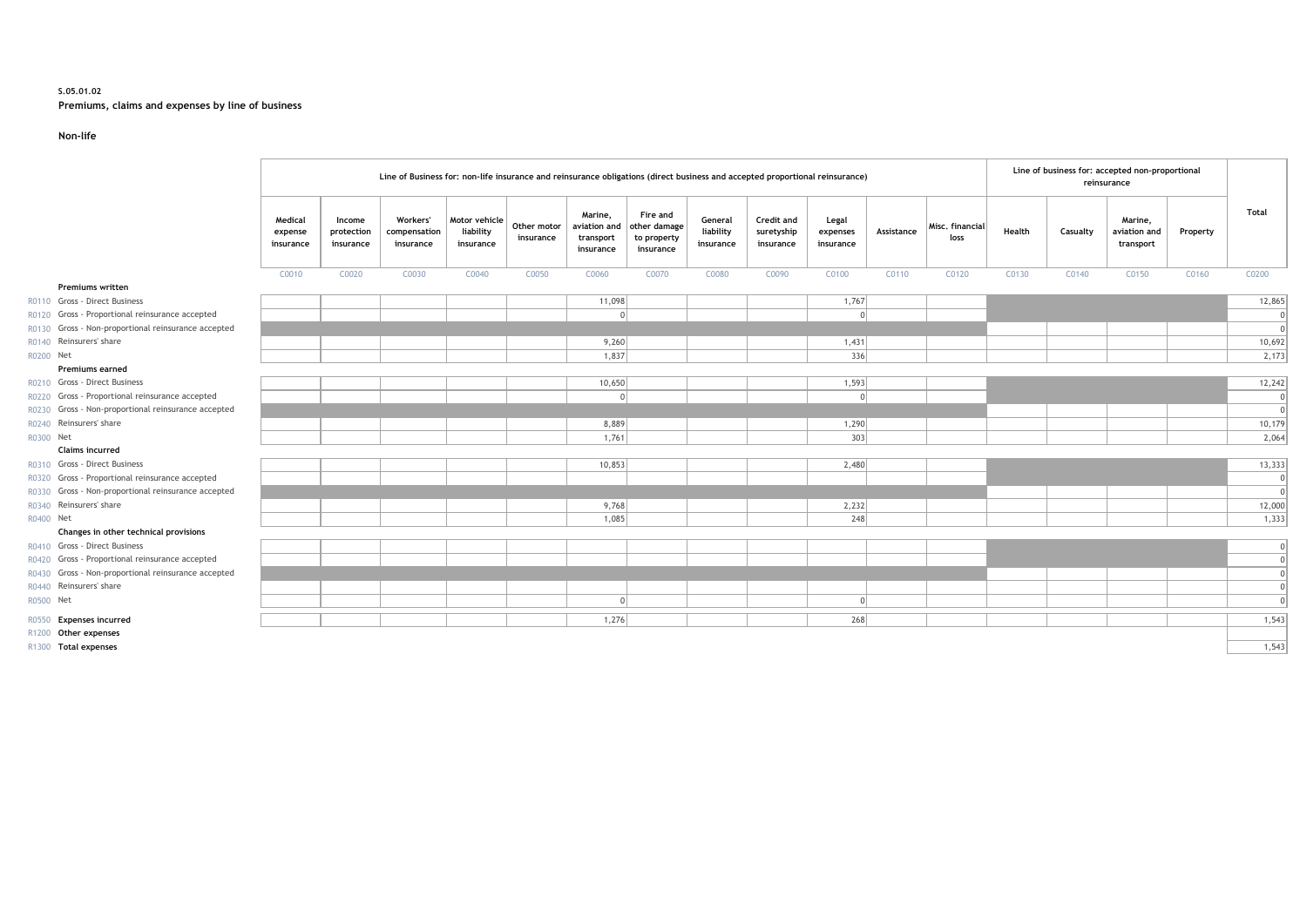S.05.01.02

**Premiums, claims and expenses by line of business**

**Non-life**

| | | Line of Business for: non-life insurance and reinsurance obligations (direct business and accepted proportional reinsurance) | | | | | | | | | | | Line of business for: accepted non-proportional reinsurance | | | | Total |
|---|---|---|---|---|---|---|---|---|---|---|---|---|---|---|---|---|---|
| | | Medical expense insurance | Income protection insurance | Workers' compensation insurance | Motor vehicle liability insurance | Other motor insurance | Marine, aviation and transport insurance | Fire and other damage to property insurance | General liability insurance | Credit and suretyship insurance | Legal expenses insurance | Assistance | Misc. financial loss | Health | Casualty | Marine, aviation and transport | Property | |
| | | C0010 | C0020 | C0030 | C0040 | C0050 | C0060 | C0070 | C0080 | C0090 | C0100 | C0110 | C0120 | C0130 | C0140 | C0150 | C0160 | C0200 |
| | **Premiums written** | | | | | | | | | | | | | | | | | |
| R0110 | Gross - Direct Business | | | | | | 11,098 | | | | 1,767 | | | | | | | 12,865 |
| R0120 | Gross - Proportional reinsurance accepted | | | | | | 0 | | | | 0 | | | | | | | 0 |
| R0130 | Gross - Non-proportional reinsurance accepted | | | | | | | | | | | | | | | | | 0 |
| R0140 | Reinsurers' share | | | | | | 9,260 | | | | 1,431 | | | | | | | 10,692 |
| R0200 | Net | | | | | | 1,837 | | | | 336 | | | | | | | 2,173 |
| | **Premiums earned** | | | | | | | | | | | | | | | | | |
| R0210 | Gross - Direct Business | | | | | | 10,650 | | | | 1,593 | | | | | | | 12,242 |
| R0220 | Gross - Proportional reinsurance accepted | | | | | | 0 | | | | 0 | | | | | | | 0 |
| R0230 | Gross - Non-proportional reinsurance accepted | | | | | | | | | | | | | | | | | 0 |
| R0240 | Reinsurers' share | | | | | | 8,889 | | | | 1,290 | | | | | | | 10,179 |
| R0300 | Net | | | | | | 1,761 | | | | 303 | | | | | | | 2,064 |
| | **Claims incurred** | | | | | | | | | | | | | | | | | |
| R0310 | Gross - Direct Business | | | | | | 10,853 | | | | 2,480 | | | | | | | 13,333 |
| R0320 | Gross - Proportional reinsurance accepted | | | | | | | | | | | | | | | | | 0 |
| R0330 | Gross - Non-proportional reinsurance accepted | | | | | | | | | | | | | | | | | 0 |
| R0340 | Reinsurers' share | | | | | | 9,768 | | | | 2,232 | | | | | | | 12,000 |
| R0400 | Net | | | | | | 1,085 | | | | 248 | | | | | | | 1,333 |
| | **Changes in other technical provisions** | | | | | | | | | | | | | | | | | |
| R0410 | Gross - Direct Business | | | | | | | | | | | | | | | | | 0 |
| R0420 | Gross - Proportional reinsurance accepted | | | | | | | | | | | | | | | | | 0 |
| R0430 | Gross - Non-proportional reinsurance accepted | | | | | | | | | | | | | | | | | 0 |
| R0440 | Reinsurers' share | | | | | | | | | | | | | | | | | 0 |
| R0500 | Net | | | | | | 0 | | | | 0 | | | | | | | 0 |
| R0550 | **Expenses incurred** | | | | | | 1,276 | | | | 268 | | | | | | | 1,543 |
| R1200 | **Other expenses** | | | | | | | | | | | | | | | | | |
| R1300 | **Total expenses** | | | | | | | | | | | | | | | | | 1,543 |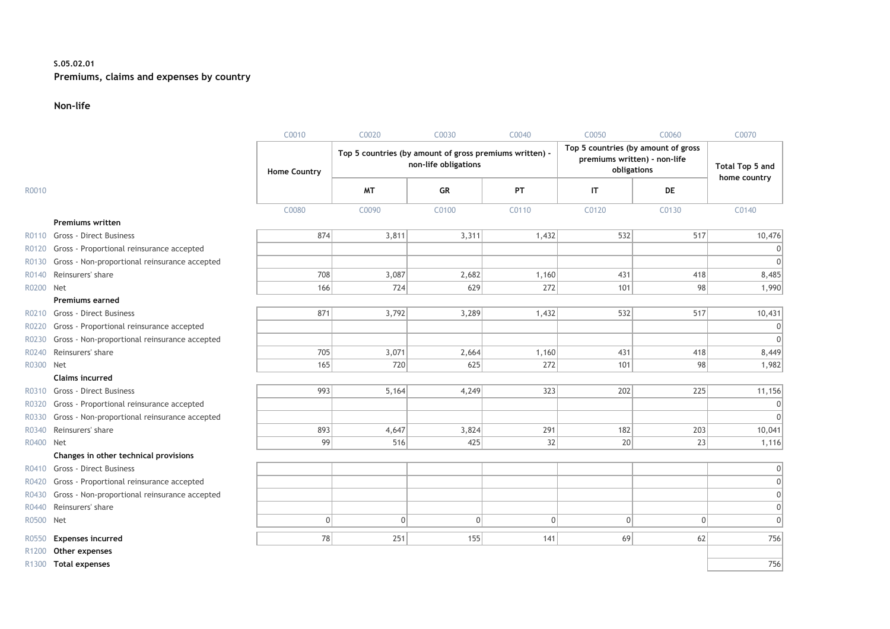**S.05.02.01**

**Premiums, claims and expenses by country**

**Non-life**

| | | C0010 | C0020 | C0030 | C0040 | C0050 | C0060 | C0070 |
|---|---|---|---|---|---|---|---|---|
| | | Home Country | Top 5 countries (by amount of gross premiums written) - non-life obligations | | | Top 5 countries (by amount of gross premiums written) - non-life obligations | | Total Top 5 and home country |
| R0010 | | | MT | GR | PT | IT | DE | |
| | | C0080 | C0090 | C0100 | C0110 | C0120 | C0130 | C0140 |
| | **Premiums written** | | | | | | | |
| R0110 | Gross - Direct Business | 874 | 3,811 | 3,311 | 1,432 | 532 | 517 | 10,476 |
| R0120 | Gross - Proportional reinsurance accepted | | | | | | | 0 |
| R0130 | Gross - Non-proportional reinsurance accepted | | | | | | | 0 |
| R0140 | Reinsurers' share | 708 | 3,087 | 2,682 | 1,160 | 431 | 418 | 8,485 |
| R0200 | Net | 166 | 724 | 629 | 272 | 101 | 98 | 1,990 |
| | **Premiums earned** | | | | | | | |
| R0210 | Gross - Direct Business | 871 | 3,792 | 3,289 | 1,432 | 532 | 517 | 10,431 |
| R0220 | Gross - Proportional reinsurance accepted | | | | | | | 0 |
| R0230 | Gross - Non-proportional reinsurance accepted | | | | | | | 0 |
| R0240 | Reinsurers' share | 705 | 3,071 | 2,664 | 1,160 | 431 | 418 | 8,449 |
| R0300 | Net | 165 | 720 | 625 | 272 | 101 | 98 | 1,982 |
| | **Claims incurred** | | | | | | | |
| R0310 | Gross - Direct Business | 993 | 5,164 | 4,249 | 323 | 202 | 225 | 11,156 |
| R0320 | Gross - Proportional reinsurance accepted | | | | | | | 0 |
| R0330 | Gross - Non-proportional reinsurance accepted | | | | | | | 0 |
| R0340 | Reinsurers' share | 893 | 4,647 | 3,824 | 291 | 182 | 203 | 10,041 |
| R0400 | Net | 99 | 516 | 425 | 32 | 20 | 23 | 1,116 |
| | **Changes in other technical provisions** | | | | | | | |
| R0410 | Gross - Direct Business | | | | | | | 0 |
| R0420 | Gross - Proportional reinsurance accepted | | | | | | | 0 |
| R0430 | Gross - Non-proportional reinsurance accepted | | | | | | | 0 |
| R0440 | Reinsurers' share | | | | | | | 0 |
| R0500 | Net | 0 | 0 | 0 | 0 | 0 | 0 | 0 |
| R0550 | **Expenses incurred** | 78 | 251 | 155 | 141 | 69 | 62 | 756 |
| R1200 | **Other expenses** | | | | | | | |
| R1300 | **Total expenses** | | | | | | | 756 |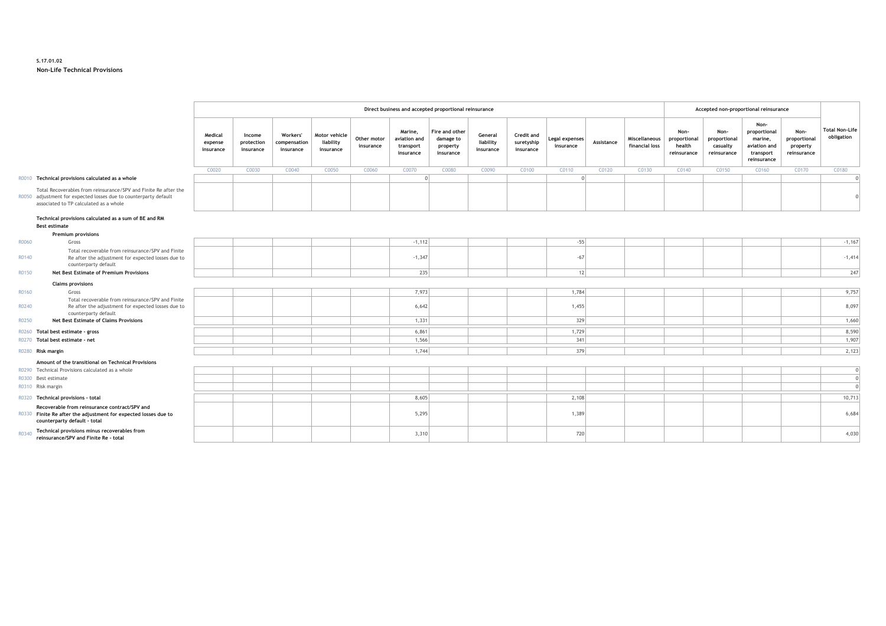**S.17.01.02**

**Non-Life Technical Provisions**

| | | Direct business and accepted proportional reinsurance | | | | | | | | | | | | Accepted non-proportional reinsurance | | | | |
|---|---|---|---|---|---|---|---|---|---|---|---|---|---|---|---|---|---|---|
| | | Medical expense insurance | Income protection insurance | Workers' compensation insurance | Motor vehicle liability insurance | Other motor insurance | Marine, aviation and transport insurance | Fire and other damage to property insurance | General liability insurance | Credit and suretyship insurance | Legal expenses insurance | Assistance | Miscellaneous financial loss | Non-proportional health reinsurance | Non-proportional casualty reinsurance | Non-proportional marine, aviation and transport reinsurance | Non-proportional property reinsurance | Total Non-Life obligation |
| | | C0020 | C0030 | C0040 | C0050 | C0060 | C0070 | C0080 | C0090 | C0100 | C0110 | C0120 | C0130 | C0140 | C0150 | C0160 | C0170 | C0180 |
| R0010 | **Technical provisions calculated as a whole** | | | | | | 0 | | | | 0 | | | | | | | 0 |
| R0050 | Total Recoverables from reinsurance/SPV and Finite Re after the adjustment for expected losses due to counterparty default associated to TP calculated as a whole | | | | | | | | | | | | | | | | | 0 |
| | **Technical provisions calculated as a sum of BE and RM** | | | | | | | | | | | | | | | | | |
| | **Best estimate** | | | | | | | | | | | | | | | | | |
| | **Premium provisions** | | | | | | | | | | | | | | | | | |
| R0060 | Gross | | | | | | -1,112 | | | | -55 | | | | | | | -1,167 |
| R0140 | Total recoverable from reinsurance/SPV and Finite Re after the adjustment for expected losses due to counterparty default | | | | | | -1,347 | | | | -67 | | | | | | | -1,414 |
| R0150 | **Net Best Estimate of Premium Provisions** | | | | | | 235 | | | | 12 | | | | | | | 247 |
| | **Claims provisions** | | | | | | | | | | | | | | | | | |
| R0160 | Gross | | | | | | 7,973 | | | | 1,784 | | | | | | | 9,757 |
| R0240 | Total recoverable from reinsurance/SPV and Finite Re after the adjustment for expected losses due to counterparty default | | | | | | 6,642 | | | | 1,455 | | | | | | | 8,097 |
| R0250 | **Net Best Estimate of Claims Provisions** | | | | | | 1,331 | | | | 329 | | | | | | | 1,660 |
| R0260 | **Total best estimate - gross** | | | | | | 6,861 | | | | 1,729 | | | | | | | 8,590 |
| R0270 | **Total best estimate - net** | | | | | | 1,566 | | | | 341 | | | | | | | 1,907 |
| R0280 | **Risk margin** | | | | | | 1,744 | | | | 379 | | | | | | | 2,123 |
| | **Amount of the transitional on Technical Provisions** | | | | | | | | | | | | | | | | | |
| R0290 | Technical Provisions calculated as a whole | | | | | | | | | | | | | | | | | 0 |
| R0300 | Best estimate | | | | | | | | | | | | | | | | | 0 |
| R0310 | Risk margin | | | | | | | | | | | | | | | | | 0 |
| R0320 | **Technical provisions - total** | | | | | | 8,605 | | | | 2,108 | | | | | | | 10,713 |
| R0330 | **Recoverable from reinsurance contract/SPV and Finite Re after the adjustment for expected losses due to counterparty default - total** | | | | | | 5,295 | | | | 1,389 | | | | | | | 6,684 |
| R0340 | **Technical provisions minus recoverables from reinsurance/SPV and Finite Re - total** | | | | | | 3,310 | | | | 720 | | | | | | | 4,030 |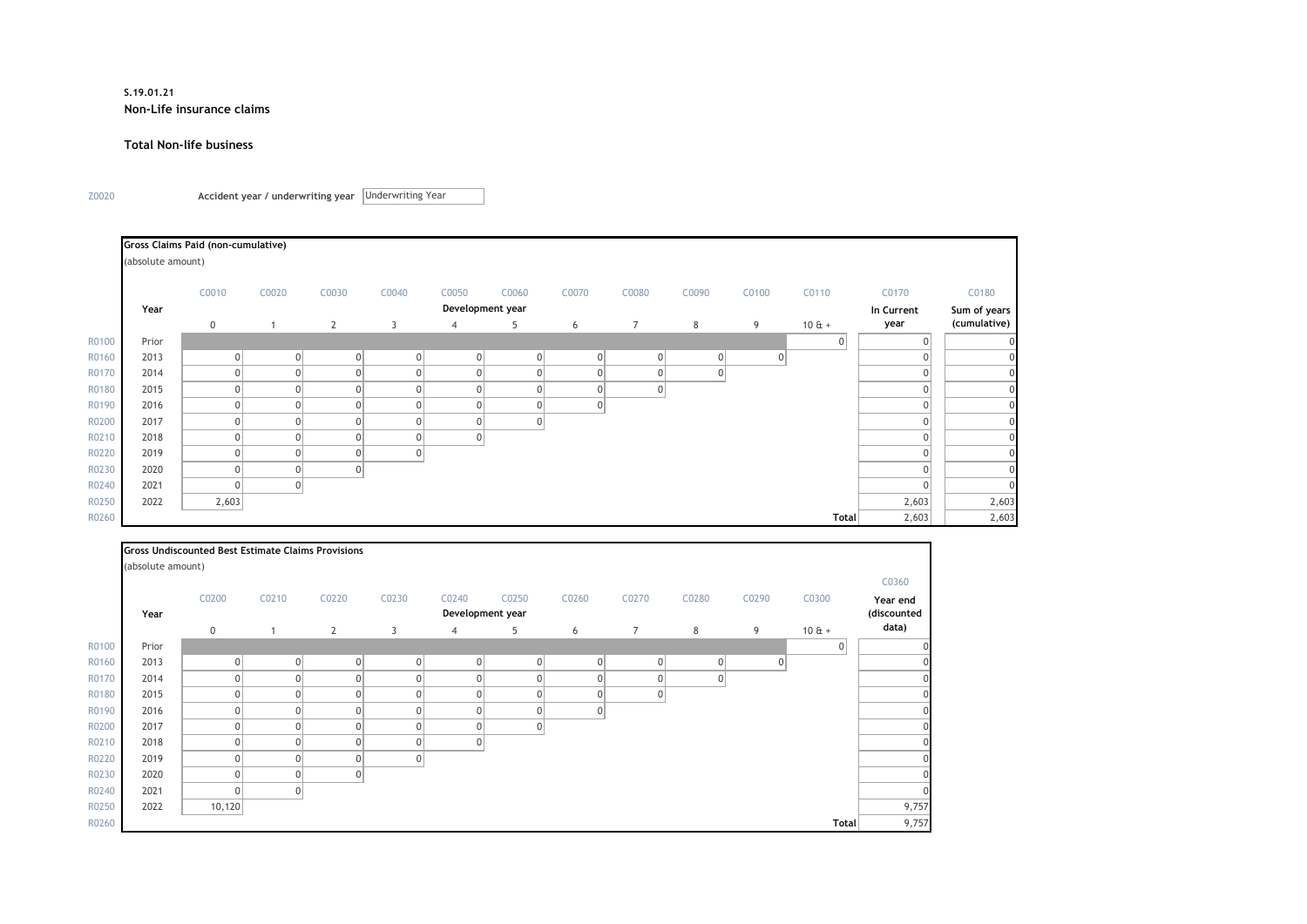**S.19.01.21**

**Non-Life insurance claims**

**Total Non-life business**

Z0020 Accident year / underwriting year: Underwriting Year

**Gross Claims Paid (non-cumulative)**

(absolute amount)

| | | C0010 | C0020 | C0030 | C0040 | C0050 | C0060 | C0070 | C0080 | C0090 | C0100 | C0110 | C0170 | C0180 |
|---|---|---|---|---|---|---|---|---|---|---|---|---|---|---|
| | Year | Development year | | | | | | | | | | | In Current year | Sum of years (cumulative) |
| | | 0 | 1 | 2 | 3 | 4 | 5 | 6 | 7 | 8 | 9 | 10 & + | | |
| R0100 | Prior | | | | | | | | | | | 0 | 0 | 0 |
| R0160 | 2013 | 0 | 0 | 0 | 0 | 0 | 0 | 0 | 0 | 0 | 0 | | 0 | 0 |
| R0170 | 2014 | 0 | 0 | 0 | 0 | 0 | 0 | 0 | 0 | 0 | | | 0 | 0 |
| R0180 | 2015 | 0 | 0 | 0 | 0 | 0 | 0 | 0 | 0 | | | | 0 | 0 |
| R0190 | 2016 | 0 | 0 | 0 | 0 | 0 | 0 | 0 | | | | | 0 | 0 |
| R0200 | 2017 | 0 | 0 | 0 | 0 | 0 | 0 | | | | | | 0 | 0 |
| R0210 | 2018 | 0 | 0 | 0 | 0 | 0 | | | | | | | 0 | 0 |
| R0220 | 2019 | 0 | 0 | 0 | 0 | | | | | | | | 0 | 0 |
| R0230 | 2020 | 0 | 0 | 0 | | | | | | | | | 0 | 0 |
| R0240 | 2021 | 0 | 0 | | | | | | | | | | 0 | 0 |
| R0250 | 2022 | 2,603 | | | | | | | | | | | 2,603 | 2,603 |
| R0260 | | | | | | | | | | | | Total | 2,603 | 2,603 |

**Gross Undiscounted Best Estimate Claims Provisions**

(absolute amount)

| | | C0200 | C0210 | C0220 | C0230 | C0240 | C0250 | C0260 | C0270 | C0280 | C0290 | C0300 | C0360 |
|---|---|---|---|---|---|---|---|---|---|---|---|---|---|
| | Year | Development year | | | | | | | | | | | Year end (discounted data) |
| | | 0 | 1 | 2 | 3 | 4 | 5 | 6 | 7 | 8 | 9 | 10 & + | |
| R0100 | Prior | | | | | | | | | | | 0 | 0 |
| R0160 | 2013 | 0 | 0 | 0 | 0 | 0 | 0 | 0 | 0 | 0 | 0 | | 0 |
| R0170 | 2014 | 0 | 0 | 0 | 0 | 0 | 0 | 0 | 0 | 0 | | | 0 |
| R0180 | 2015 | 0 | 0 | 0 | 0 | 0 | 0 | 0 | 0 | | | | 0 |
| R0190 | 2016 | 0 | 0 | 0 | 0 | 0 | 0 | 0 | | | | | 0 |
| R0200 | 2017 | 0 | 0 | 0 | 0 | 0 | 0 | | | | | | 0 |
| R0210 | 2018 | 0 | 0 | 0 | 0 | 0 | | | | | | | 0 |
| R0220 | 2019 | 0 | 0 | 0 | 0 | | | | | | | | 0 |
| R0230 | 2020 | 0 | 0 | 0 | | | | | | | | | 0 |
| R0240 | 2021 | 0 | 0 | | | | | | | | | | 0 |
| R0250 | 2022 | 10,120 | | | | | | | | | | | 9,757 |
| R0260 | | | | | | | | | | | | Total | 9,757 |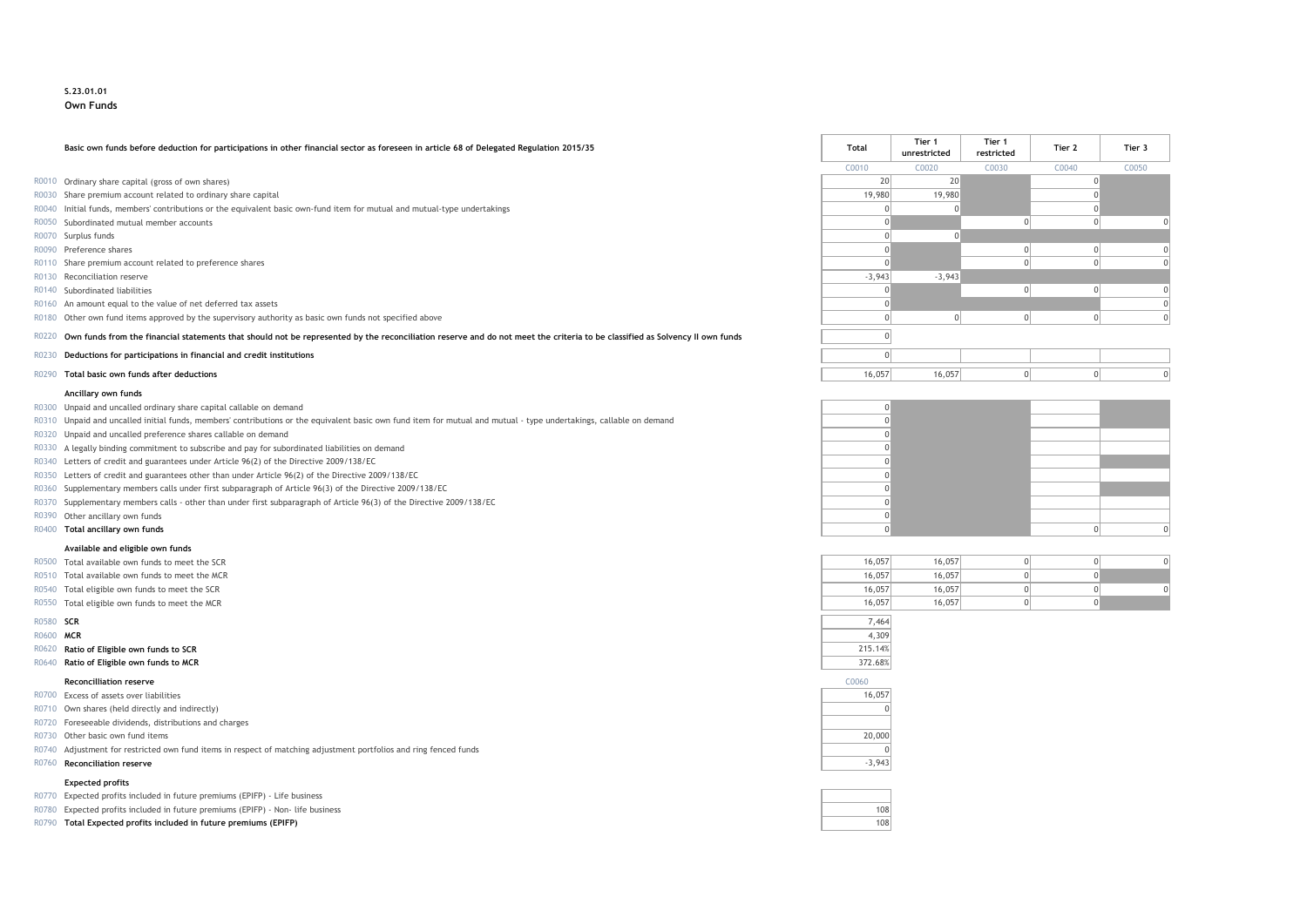**S.23.01.01**

**Own Funds**

| | | Total | Tier 1 unrestricted | Tier 1 restricted | Tier 2 | Tier 3 |
|---|---|---|---|---|---|---|
| | **Basic own funds before deduction for participations in other financial sector as foreseen in article 68 of Delegated Regulation 2015/35** | C0010 | C0020 | C0030 | C0040 | C0050 |
| R0010 | Ordinary share capital (gross of own shares) | 20 | 20 | | 0 | |
| R0030 | Share premium account related to ordinary share capital | 19,980 | 19,980 | | 0 | |
| R0040 | Initial funds, members' contributions or the equivalent basic own-fund item for mutual and mutual-type undertakings | 0 | 0 | | 0 | |
| R0050 | Subordinated mutual member accounts | 0 | | 0 | 0 | 0 |
| R0070 | Surplus funds | 0 | 0 | | | |
| R0090 | Preference shares | 0 | | 0 | 0 | 0 |
| R0110 | Share premium account related to preference shares | 0 | | 0 | 0 | 0 |
| R0130 | Reconciliation reserve | -3,943 | -3,943 | | | |
| R0140 | Subordinated liabilities | 0 | | 0 | 0 | 0 |
| R0160 | An amount equal to the value of net deferred tax assets | 0 | | | | 0 |
| R0180 | Other own fund items approved by the supervisory authority as basic own funds not specified above | 0 | 0 | 0 | 0 | 0 |
| R0220 | **Own funds from the financial statements that should not be represented by the reconciliation reserve and do not meet the criteria to be classified as Solvency II own funds** | 0 | | | | |
| R0230 | **Deductions for participations in financial and credit institutions** | 0 | | | | |
| R0290 | **Total basic own funds after deductions** | 16,057 | 16,057 | 0 | 0 | 0 |
| | **Ancillary own funds** | | | | | |
| R0300 | Unpaid and uncalled ordinary share capital callable on demand | 0 | | | | |
| R0310 | Unpaid and uncalled initial funds, members' contributions or the equivalent basic own fund item for mutual and mutual - type undertakings, callable on demand | 0 | | | | |
| R0320 | Unpaid and uncalled preference shares callable on demand | 0 | | | | |
| R0330 | A legally binding commitment to subscribe and pay for subordinated liabilities on demand | 0 | | | | |
| R0340 | Letters of credit and guarantees under Article 96(2) of the Directive 2009/138/EC | 0 | | | | |
| R0350 | Letters of credit and guarantees other than under Article 96(2) of the Directive 2009/138/EC | 0 | | | | |
| R0360 | Supplementary members calls under first subparagraph of Article 96(3) of the Directive 2009/138/EC | 0 | | | | |
| R0370 | Supplementary members calls - other than under first subparagraph of Article 96(3) of the Directive 2009/138/EC | 0 | | | | |
| R0390 | Other ancillary own funds | 0 | | | | |
| R0400 | **Total ancillary own funds** | 0 | | | 0 | 0 |
| | **Available and eligible own funds** | | | | | |
| R0500 | Total available own funds to meet the SCR | 16,057 | 16,057 | 0 | 0 | 0 |
| R0510 | Total available own funds to meet the MCR | 16,057 | 16,057 | 0 | 0 | |
| R0540 | Total eligible own funds to meet the SCR | 16,057 | 16,057 | 0 | 0 | 0 |
| R0550 | Total eligible own funds to meet the MCR | 16,057 | 16,057 | 0 | 0 | |
| R0580 | **SCR** | 7,464 | | | | |
| R0600 | **MCR** | 4,309 | | | | |
| R0620 | **Ratio of Eligible own funds to SCR** | 215.14% | | | | |
| R0640 | **Ratio of Eligible own funds to MCR** | 372.68% | | | | |

| | **Reconcilliation reserve** | C0060 |
|---|---|---|
| R0700 | Excess of assets over liabilities | 16,057 |
| R0710 | Own shares (held directly and indirectly) | 0 |
| R0720 | Foreseeable dividends, distributions and charges | |
| R0730 | Other basic own fund items | 20,000 |
| R0740 | Adjustment for restricted own fund items in respect of matching adjustment portfolios and ring fenced funds | 0 |
| R0760 | **Reconciliation reserve** | -3,943 |
| | **Expected profits** | |
| R0770 | Expected profits included in future premiums (EPIFP) - Life business | |
| R0780 | Expected profits included in future premiums (EPIFP) - Non- life business | 108 |
| R0790 | **Total Expected profits included in future premiums (EPIFP)** | 108 |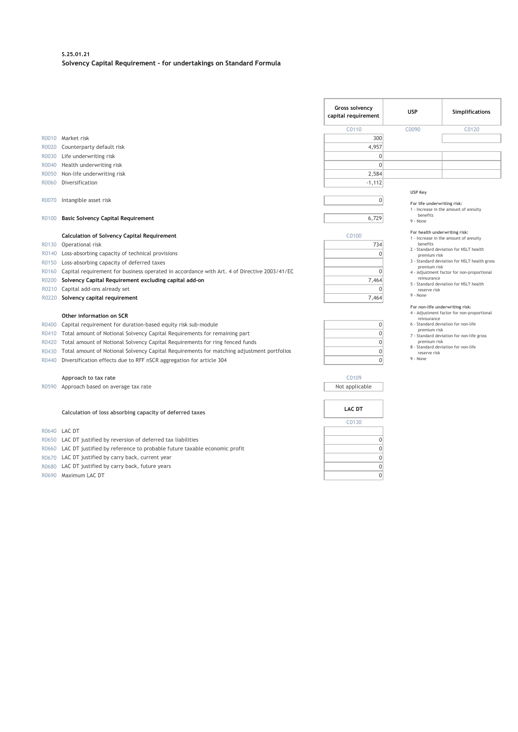**S.25.01.21**

**Solvency Capital Requirement - for undertakings on Standard Formula**

| | | Gross solvency capital requirement | USP | Simplifications |
|---|---|---|---|---|
| | | C0110 | C0090 | C0120 |
| R0010 | Market risk | 300 | | |
| R0020 | Counterparty default risk | 4,957 | | |
| R0030 | Life underwriting risk | 0 | | |
| R0040 | Health underwriting risk | 0 | | |
| R0050 | Non-life underwriting risk | 2,584 | | |
| R0060 | Diversification | -1,112 | | |
| R0070 | Intangible asset risk | 0 | | |
| R0100 | **Basic Solvency Capital Requirement** | 6,729 | | |

**USP Key**

**For life underwriting risk:**
1 - Increase in the amount of annuity benefits
9 - None

**For health underwriting risk:**
1 - Increase in the amount of annuity benefits
2 - Standard deviation for NSLT health premium risk
3 - Standard deviation for NSLT health gross premium risk
4 - Adjustment factor for non-proportional reinsurance
5 - Standard deviation for NSLT health reserve risk
9 - None

**For non-life underwriting risk:**
4 - Adjustment factor for non-proportional reinsurance
6 - Standard deviation for non-life premium risk
7 - Standard deviation for non-life gross premium risk
8 - Standard deviation for non-life reserve risk
9 - None

| | **Calculation of Solvency Capital Requirement** | C0100 |
|---|---|---|
| R0130 | Operational risk | 734 |
| R0140 | Loss-absorbing capacity of technical provisions | 0 |
| R0150 | Loss-absorbing capacity of deferred taxes | |
| R0160 | Capital requirement for business operated in accordance with Art. 4 of Directive 2003/41/EC | 0 |
| R0200 | **Solvency Capital Requirement excluding capital add-on** | 7,464 |
| R0210 | Capital add-ons already set | 0 |
| R0220 | **Solvency capital requirement** | 7,464 |
| | **Other information on SCR** | |
| R0400 | Capital requirement for duration-based equity risk sub-module | 0 |
| R0410 | Total amount of Notional Solvency Capital Requirements for remaining part | 0 |
| R0420 | Total amount of Notional Solvency Capital Requirements for ring fenced funds | 0 |
| R0430 | Total amount of Notional Solvency Capital Requirements for matching adjustment portfolios | 0 |
| R0440 | Diversification effects due to RFF nSCR aggregation for article 304 | 0 |

| | **Approach to tax rate** | C0109 |
|---|---|---|
| R0590 | Approach based on average tax rate | Not applicable |

| | **Calculation of loss absorbing capacity of deferred taxes** | LAC DT |
|---|---|---|
| | | C0130 |
| R0640 | LAC DT | |
| R0650 | LAC DT justified by reversion of deferred tax liabilities | 0 |
| R0660 | LAC DT justified by reference to probable future taxable economic profit | 0 |
| R0670 | LAC DT justified by carry back, current year | 0 |
| R0680 | LAC DT justified by carry back, future years | 0 |
| R0690 | Maximum LAC DT | 0 |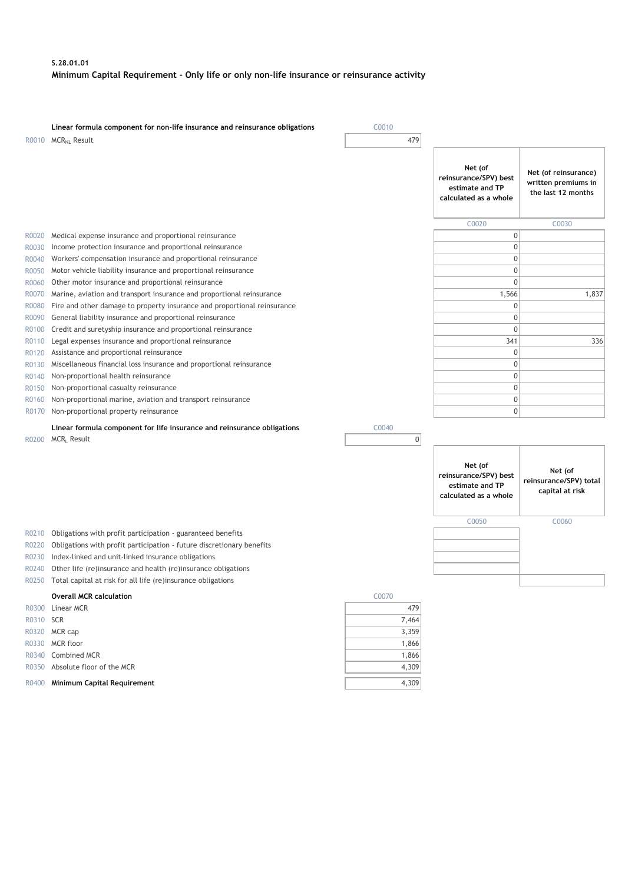**S.28.01.01**

**Minimum Capital Requirement - Only life or only non-life insurance or reinsurance activity**

| | | C0010 |
|---|---|---|
| | **Linear formula component for non-life insurance and reinsurance obligations** | |
| R0010 | $MCR_{NL}$ Result | 479 |

| | | Net (of reinsurance/SPV) best estimate and TP calculated as a whole | Net (of reinsurance) written premiums in the last 12 months |
|---|---|---|---|
| | | C0020 | C0030 |
| R0020 | Medical expense insurance and proportional reinsurance | 0 | |
| R0030 | Income protection insurance and proportional reinsurance | 0 | |
| R0040 | Workers' compensation insurance and proportional reinsurance | 0 | |
| R0050 | Motor vehicle liability insurance and proportional reinsurance | 0 | |
| R0060 | Other motor insurance and proportional reinsurance | 0 | |
| R0070 | Marine, aviation and transport insurance and proportional reinsurance | 1,566 | 1,837 |
| R0080 | Fire and other damage to property insurance and proportional reinsurance | 0 | |
| R0090 | General liability insurance and proportional reinsurance | 0 | |
| R0100 | Credit and suretyship insurance and proportional reinsurance | 0 | |
| R0110 | Legal expenses insurance and proportional reinsurance | 341 | 336 |
| R0120 | Assistance and proportional reinsurance | 0 | |
| R0130 | Miscellaneous financial loss insurance and proportional reinsurance | 0 | |
| R0140 | Non-proportional health reinsurance | 0 | |
| R0150 | Non-proportional casualty reinsurance | 0 | |
| R0160 | Non-proportional marine, aviation and transport reinsurance | 0 | |
| R0170 | Non-proportional property reinsurance | 0 | |

| | | C0040 |
|---|---|---|
| | **Linear formula component for life insurance and reinsurance obligations** | |
| R0200 | $MCR_L$ Result | 0 |

| | | Net (of reinsurance/SPV) best estimate and TP calculated as a whole | Net (of reinsurance/SPV) total capital at risk |
|---|---|---|---|
| | | C0050 | C0060 |
| R0210 | Obligations with profit participation - guaranteed benefits | | |
| R0220 | Obligations with profit participation - future discretionary benefits | | |
| R0230 | Index-linked and unit-linked insurance obligations | | |
| R0240 | Other life (re)insurance and health (re)insurance obligations | | |
| R0250 | Total capital at risk for all life (re)insurance obligations | | |

| | **Overall MCR calculation** | C0070 |
|---|---|---|
| R0300 | Linear MCR | 479 |
| R0310 | SCR | 7,464 |
| R0320 | MCR cap | 3,359 |
| R0330 | MCR floor | 1,866 |
| R0340 | Combined MCR | 1,866 |
| R0350 | Absolute floor of the MCR | 4,309 |
| R0400 | **Minimum Capital Requirement** | 4,309 |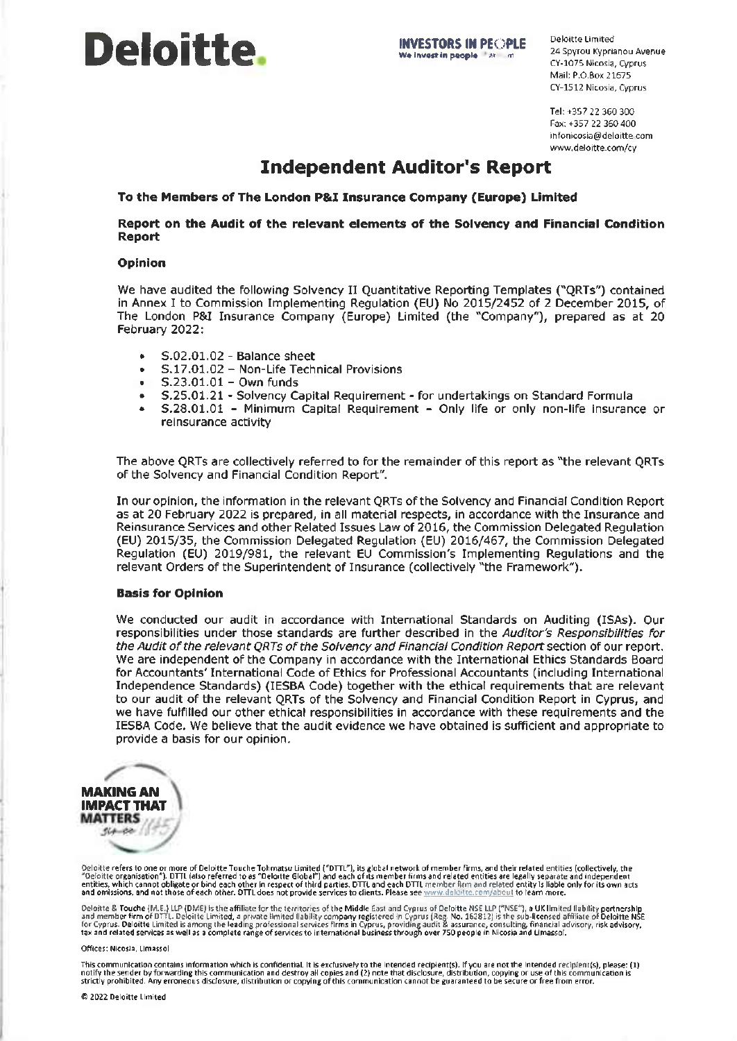Deloitte.

Deloitte Limited
24 Spyrou Kyprianou Avenue
CY-1075 Nicosia, Cyprus
Mail: P.O.Box 21675
CY-1512 Nicosia, Cyprus

Tel: +357 22 360 300
Fax: +357 22 360 400
infonicosia@deloitte.com
www.deloitte.com/cy

# Independent Auditor's Report

**To the Members of The London P&I Insurance Company (Europe) Limited**

**Report on the Audit of the relevant elements of the Solvency and Financial Condition Report**

### Opinion

We have audited the following Solvency II Quantitative Reporting Templates ("QRTs") contained in Annex I to Commission Implementing Regulation (EU) No 2015/2452 of 2 December 2015, of The London P&I Insurance Company (Europe) Limited (the "Company"), prepared as at 20 February 2022:

- S.02.01.02 - Balance sheet
- S.17.01.02 – Non-Life Technical Provisions
- S.23.01.01 – Own funds
- S.25.01.21 - Solvency Capital Requirement - for undertakings on Standard Formula
- S.28.01.01 - Minimum Capital Requirement - Only life or only non-life insurance or reinsurance activity

The above QRTs are collectively referred to for the remainder of this report as "the relevant QRTs of the Solvency and Financial Condition Report".

In our opinion, the information in the relevant QRTs of the Solvency and Financial Condition Report as at 20 February 2022 is prepared, in all material respects, in accordance with the Insurance and Reinsurance Services and other Related Issues Law of 2016, the Commission Delegated Regulation (EU) 2015/35, the Commission Delegated Regulation (EU) 2016/467, the Commission Delegated Regulation (EU) 2019/981, the relevant EU Commission's Implementing Regulations and the relevant Orders of the Superintendent of Insurance (collectively "the Framework").

### Basis for Opinion

We conducted our audit in accordance with International Standards on Auditing (ISAs). Our responsibilities under those standards are further described in the *Auditor's Responsibilities for the Audit of the relevant QRTs of the Solvency and Financial Condition Report* section of our report. We are independent of the Company in accordance with the International Ethics Standards Board for Accountants' International Code of Ethics for Professional Accountants (including International Independence Standards) (IESBA Code) together with the ethical requirements that are relevant to our audit of the relevant QRTs of the Solvency and Financial Condition Report in Cyprus, and we have fulfilled our other ethical responsibilities in accordance with these requirements and the IESBA Code. We believe that the audit evidence we have obtained is sufficient and appropriate to provide a basis for our opinion.

Deloitte refers to one or more of Deloitte Touche Tohmatsu Limited ("DTTL"), its global network of member firms, and their related entities (collectively, the "Deloitte organisation"). DTTL (also referred to as "Deloitte Global") and each of its member firms and related entities are legally separate and independent entities, which cannot obligate or bind each other in respect of third parties. DTTL and each DTTL member firm and related entity is liable only for its own acts and omissions, and not those of each other. DTTL does not provide services to clients. Please see www.deloitte.com/about to learn more.

Deloitte & Touche (M.E.) LLP (DME) is the affiliate for the territories of the Middle East and Cyprus of Deloitte NSE LLP ("NSE"), a UK limited liability partnership and member firm of DTTL. Deloitte Limited, a private limited liability company registered in Cyprus (Reg. No. 162812) is the sub-licensed affiliate of Deloitte NSE for Cyprus. Deloitte Limited is among the leading professional services firms in Cyprus, providing audit & assurance, consulting, financial advisory, risk advisory, tax and related services as well as a complete range of services to international business through over 750 people in Nicosia and Limassol.

Offices: Nicosia, Limassol

This communication contains information which is confidential. It is exclusively to the intended recipient(s). If you are not the intended recipient(s), please: (1) notify the sender by forwarding this communication and destroy all copies and (2) note that disclosure, distribution, copying or use of this communication is strictly prohibited. Any erroneous disclosure, distribution or copying of this communication cannot be guaranteed to be secure or free from error.

© 2022 Deloitte Limited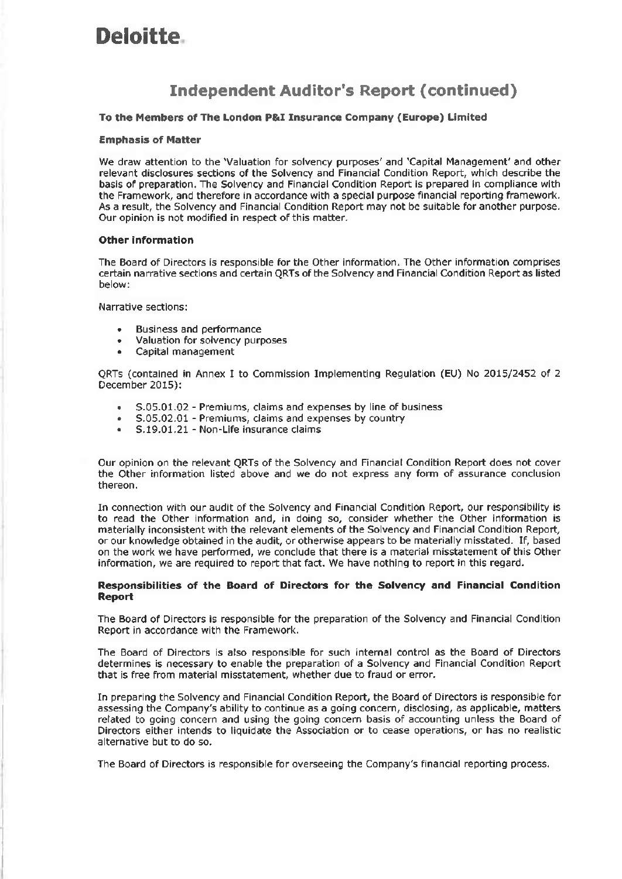# Deloitte.

## Independent Auditor's Report (continued)

**To the Members of The London P&I Insurance Company (Europe) Limited**

**Emphasis of Matter**

We draw attention to the 'Valuation for solvency purposes' and 'Capital Management' and other relevant disclosures sections of the Solvency and Financial Condition Report, which describe the basis of preparation. The Solvency and Financial Condition Report is prepared in compliance with the Framework, and therefore in accordance with a special purpose financial reporting framework. As a result, the Solvency and Financial Condition Report may not be suitable for another purpose. Our opinion is not modified in respect of this matter.

**Other information**

The Board of Directors is responsible for the Other information. The Other information comprises certain narrative sections and certain QRTs of the Solvency and Financial Condition Report as listed below:

Narrative sections:

- Business and performance
- Valuation for solvency purposes
- Capital management

QRTs (contained in Annex I to Commission Implementing Regulation (EU) No 2015/2452 of 2 December 2015):

- S.05.01.02 - Premiums, claims and expenses by line of business
- S.05.02.01 - Premiums, claims and expenses by country
- S.19.01.21 - Non-Life insurance claims

Our opinion on the relevant QRTs of the Solvency and Financial Condition Report does not cover the Other information listed above and we do not express any form of assurance conclusion thereon.

In connection with our audit of the Solvency and Financial Condition Report, our responsibility is to read the Other information and, in doing so, consider whether the Other information is materially inconsistent with the relevant elements of the Solvency and Financial Condition Report, or our knowledge obtained in the audit, or otherwise appears to be materially misstated. If, based on the work we have performed, we conclude that there is a material misstatement of this Other information, we are required to report that fact. We have nothing to report in this regard.

**Responsibilities of the Board of Directors for the Solvency and Financial Condition Report**

The Board of Directors is responsible for the preparation of the Solvency and Financial Condition Report in accordance with the Framework.

The Board of Directors is also responsible for such internal control as the Board of Directors determines is necessary to enable the preparation of a Solvency and Financial Condition Report that is free from material misstatement, whether due to fraud or error.

In preparing the Solvency and Financial Condition Report, the Board of Directors is responsible for assessing the Company's ability to continue as a going concern, disclosing, as applicable, matters related to going concern and using the going concern basis of accounting unless the Board of Directors either intends to liquidate the Association or to cease operations, or has no realistic alternative but to do so.

The Board of Directors is responsible for overseeing the Company's financial reporting process.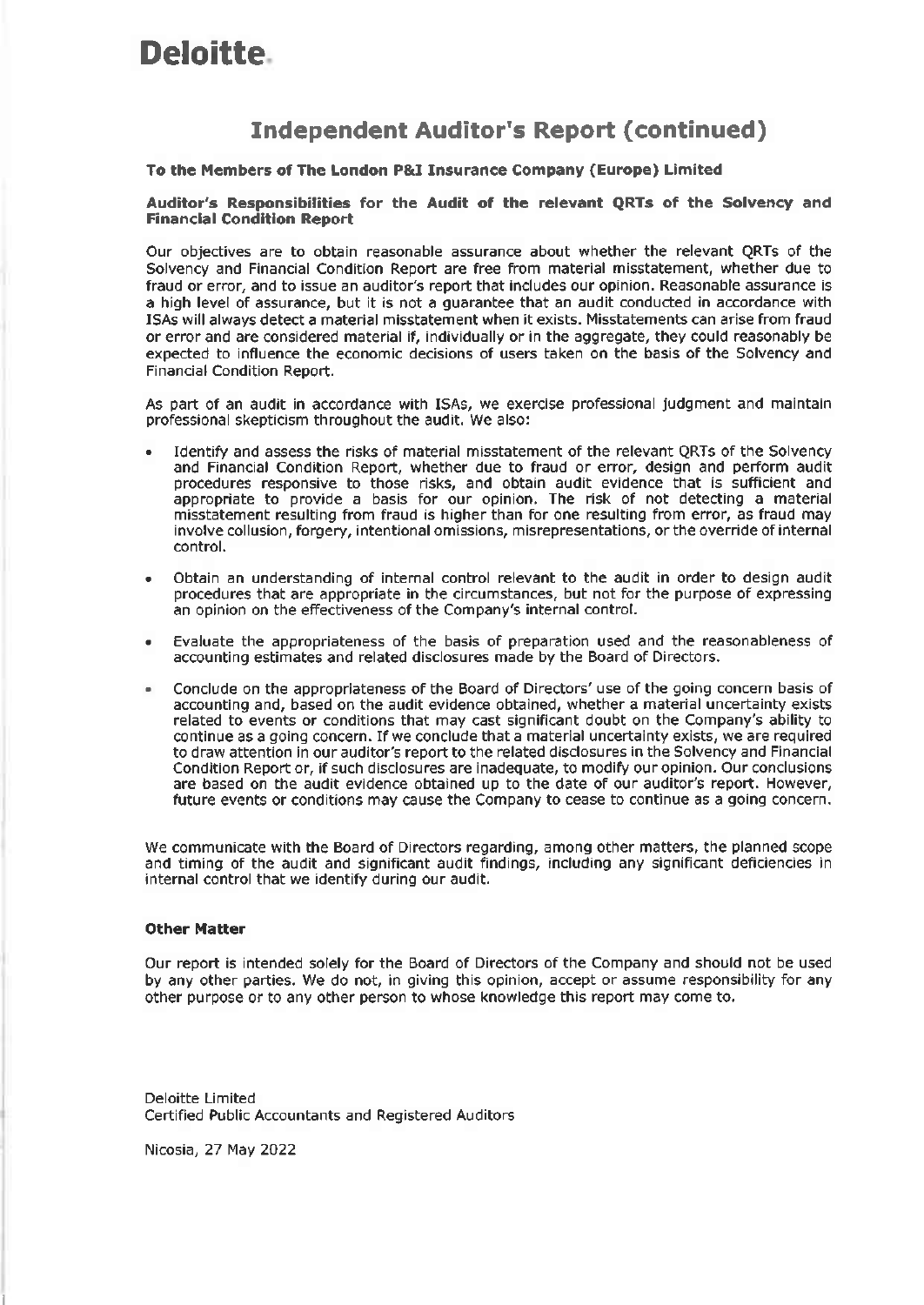**Deloitte.**

# Independent Auditor's Report (continued)

**To the Members of The London P&I Insurance Company (Europe) Limited**

**Auditor's Responsibilities for the Audit of the relevant QRTs of the Solvency and Financial Condition Report**

Our objectives are to obtain reasonable assurance about whether the relevant QRTs of the Solvency and Financial Condition Report are free from material misstatement, whether due to fraud or error, and to issue an auditor's report that includes our opinion. Reasonable assurance is a high level of assurance, but it is not a guarantee that an audit conducted in accordance with ISAs will always detect a material misstatement when it exists. Misstatements can arise from fraud or error and are considered material if, individually or in the aggregate, they could reasonably be expected to influence the economic decisions of users taken on the basis of the Solvency and Financial Condition Report.

As part of an audit in accordance with ISAs, we exercise professional judgment and maintain professional skepticism throughout the audit. We also:

- Identify and assess the risks of material misstatement of the relevant QRTs of the Solvency and Financial Condition Report, whether due to fraud or error, design and perform audit procedures responsive to those risks, and obtain audit evidence that is sufficient and appropriate to provide a basis for our opinion. The risk of not detecting a material misstatement resulting from fraud is higher than for one resulting from error, as fraud may involve collusion, forgery, intentional omissions, misrepresentations, or the override of internal control.
- Obtain an understanding of internal control relevant to the audit in order to design audit procedures that are appropriate in the circumstances, but not for the purpose of expressing an opinion on the effectiveness of the Company's internal control.
- Evaluate the appropriateness of the basis of preparation used and the reasonableness of accounting estimates and related disclosures made by the Board of Directors.
- Conclude on the appropriateness of the Board of Directors' use of the going concern basis of accounting and, based on the audit evidence obtained, whether a material uncertainty exists related to events or conditions that may cast significant doubt on the Company's ability to continue as a going concern. If we conclude that a material uncertainty exists, we are required to draw attention in our auditor's report to the related disclosures in the Solvency and Financial Condition Report or, if such disclosures are inadequate, to modify our opinion. Our conclusions are based on the audit evidence obtained up to the date of our auditor's report. However, future events or conditions may cause the Company to cease to continue as a going concern.

We communicate with the Board of Directors regarding, among other matters, the planned scope and timing of the audit and significant audit findings, including any significant deficiencies in internal control that we identify during our audit.

**Other Matter**

Our report is intended solely for the Board of Directors of the Company and should not be used by any other parties. We do not, in giving this opinion, accept or assume responsibility for any other purpose or to any other person to whose knowledge this report may come to.

Deloitte Limited
Certified Public Accountants and Registered Auditors

Nicosia, 27 May 2022